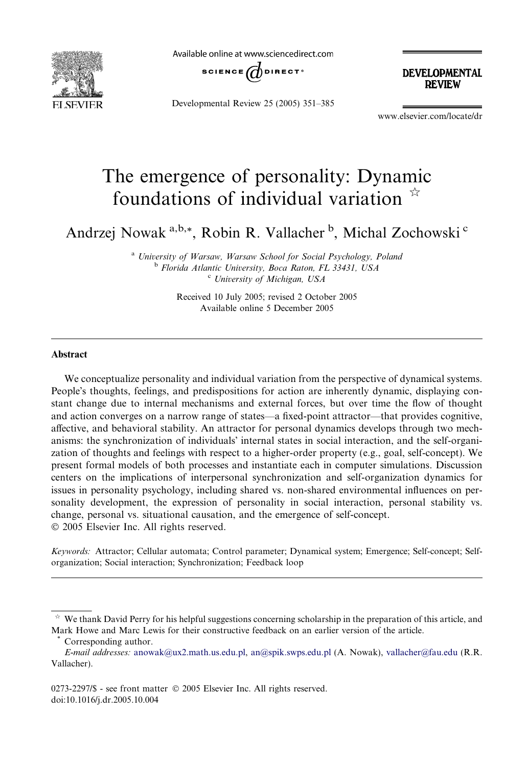# The emergence of personality: Dynamic foundations of individual variation ☆

Andrzej Nowak [a,b,*], Robin R. Vallacher [b], Michal Zochowski [c]

[a] *University of Warsaw, Warsaw School for Social Psychology, Poland*
[b] *Florida Atlantic University, Boca Raton, FL 33431, USA*
[c] *University of Michigan, USA*

Received 10 July 2005; revised 2 October 2005
Available online 5 December 2005

---

## Abstract

We conceptualize personality and individual variation from the perspective of dynamical systems. People's thoughts, feelings, and predispositions for action are inherently dynamic, displaying constant change due to internal mechanisms and external forces, but over time the flow of thought and action converges on a narrow range of states—a fixed-point attractor—that provides cognitive, affective, and behavioral stability. An attractor for personal dynamics develops through two mechanisms: the synchronization of individuals' internal states in social interaction, and the self-organization of thoughts and feelings with respect to a higher-order property (e.g., goal, self-concept). We present formal models of both processes and instantiate each in computer simulations. Discussion centers on the implications of interpersonal synchronization and self-organization dynamics for issues in personality psychology, including shared vs. non-shared environmental influences on personality development, the expression of personality in social interaction, personal stability vs. change, personal vs. situational causation, and the emergence of self-concept.
© 2005 Elsevier Inc. All rights reserved.

*Keywords:* Attractor; Cellular automata; Control parameter; Dynamical system; Emergence; Self-concept; Self-organization; Social interaction; Synchronization; Feedback loop

---

☆ We thank David Perry for his helpful suggestions concerning scholarship in the preparation of this article, and Mark Howe and Marc Lewis for their constructive feedback on an earlier version of the article.

\* Corresponding author.
*E-mail addresses:* anowak@ux2.math.us.edu.pl, an@spik.swps.edu.pl (A. Nowak), vallacher@fau.edu (R.R. Vallacher).

0273-2297/$ - see front matter © 2005 Elsevier Inc. All rights reserved.
doi:10.1016/j.dr.2005.10.004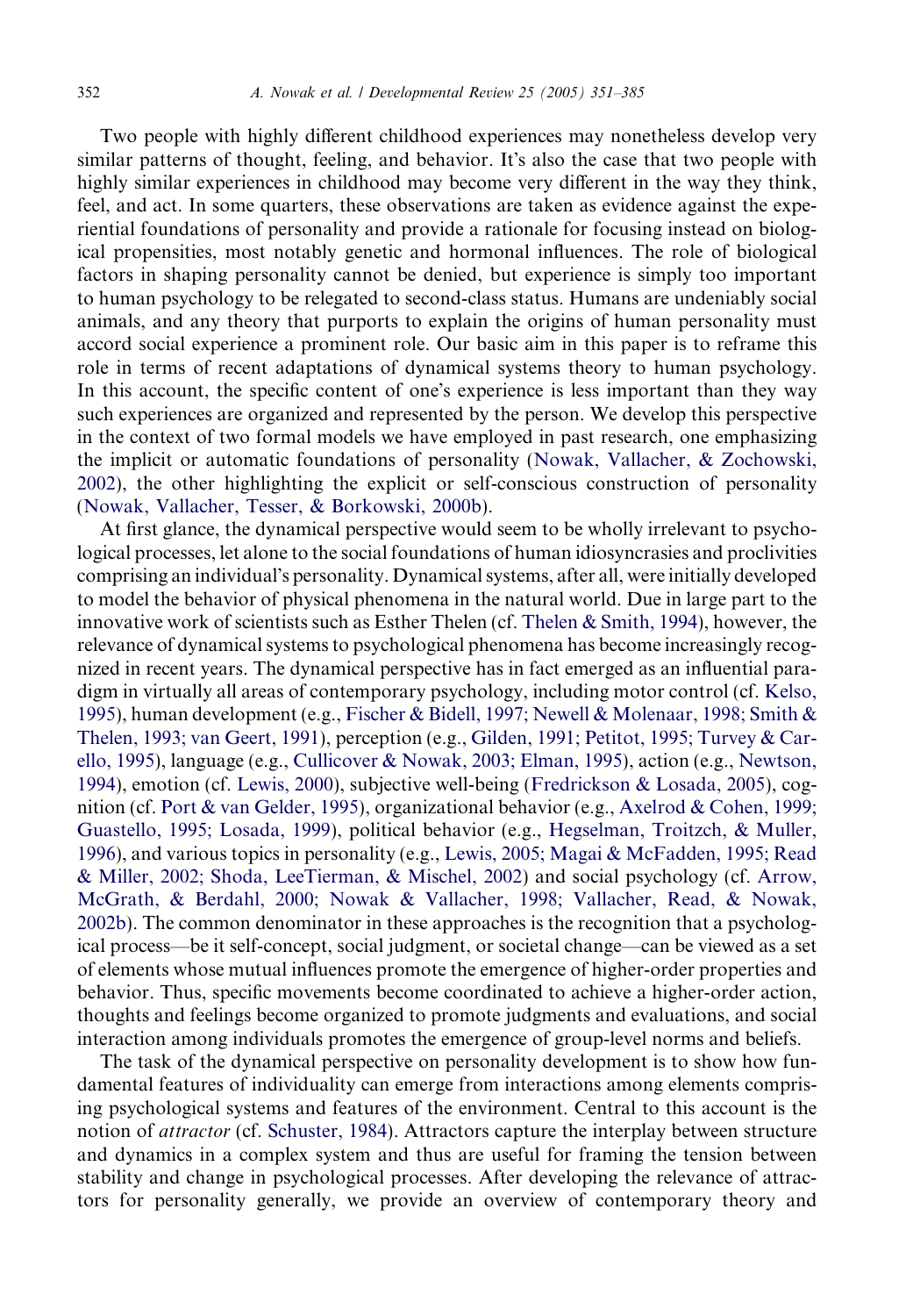Two people with highly different childhood experiences may nonetheless develop very similar patterns of thought, feeling, and behavior. It's also the case that two people with highly similar experiences in childhood may become very different in the way they think, feel, and act. In some quarters, these observations are taken as evidence against the experiential foundations of personality and provide a rationale for focusing instead on biological propensities, most notably genetic and hormonal influences. The role of biological factors in shaping personality cannot be denied, but experience is simply too important to human psychology to be relegated to second-class status. Humans are undeniably social animals, and any theory that purports to explain the origins of human personality must accord social experience a prominent role. Our basic aim in this paper is to reframe this role in terms of recent adaptations of dynamical systems theory to human psychology. In this account, the specific content of one's experience is less important than they way such experiences are organized and represented by the person. We develop this perspective in the context of two formal models we have employed in past research, one emphasizing the implicit or automatic foundations of personality (Nowak, Vallacher, & Zochowski, 2002), the other highlighting the explicit or self-conscious construction of personality (Nowak, Vallacher, Tesser, & Borkowski, 2000b).

At first glance, the dynamical perspective would seem to be wholly irrelevant to psychological processes, let alone to the social foundations of human idiosyncrasies and proclivities comprising an individual's personality. Dynamical systems, after all, were initially developed to model the behavior of physical phenomena in the natural world. Due in large part to the innovative work of scientists such as Esther Thelen (cf. Thelen & Smith, 1994), however, the relevance of dynamical systems to psychological phenomena has become increasingly recognized in recent years. The dynamical perspective has in fact emerged as an influential paradigm in virtually all areas of contemporary psychology, including motor control (cf. Kelso, 1995), human development (e.g., Fischer & Bidell, 1997; Newell & Molenaar, 1998; Smith & Thelen, 1993; van Geert, 1991), perception (e.g., Gilden, 1991; Petitot, 1995; Turvey & Carello, 1995), language (e.g., Cullicover & Nowak, 2003; Elman, 1995), action (e.g., Newtson, 1994), emotion (cf. Lewis, 2000), subjective well-being (Fredrickson & Losada, 2005), cognition (cf. Port & van Gelder, 1995), organizational behavior (e.g., Axelrod & Cohen, 1999; Guastello, 1995; Losada, 1999), political behavior (e.g., Hegselman, Troitzch, & Muller, 1996), and various topics in personality (e.g., Lewis, 2005; Magai & McFadden, 1995; Read & Miller, 2002; Shoda, LeeTierman, & Mischel, 2002) and social psychology (cf. Arrow, McGrath, & Berdahl, 2000; Nowak & Vallacher, 1998; Vallacher, Read, & Nowak, 2002b). The common denominator in these approaches is the recognition that a psychological process—be it self-concept, social judgment, or societal change—can be viewed as a set of elements whose mutual influences promote the emergence of higher-order properties and behavior. Thus, specific movements become coordinated to achieve a higher-order action, thoughts and feelings become organized to promote judgments and evaluations, and social interaction among individuals promotes the emergence of group-level norms and beliefs.

The task of the dynamical perspective on personality development is to show how fundamental features of individuality can emerge from interactions among elements comprising psychological systems and features of the environment. Central to this account is the notion of *attractor* (cf. Schuster, 1984). Attractors capture the interplay between structure and dynamics in a complex system and thus are useful for framing the tension between stability and change in psychological processes. After developing the relevance of attractors for personality generally, we provide an overview of contemporary theory and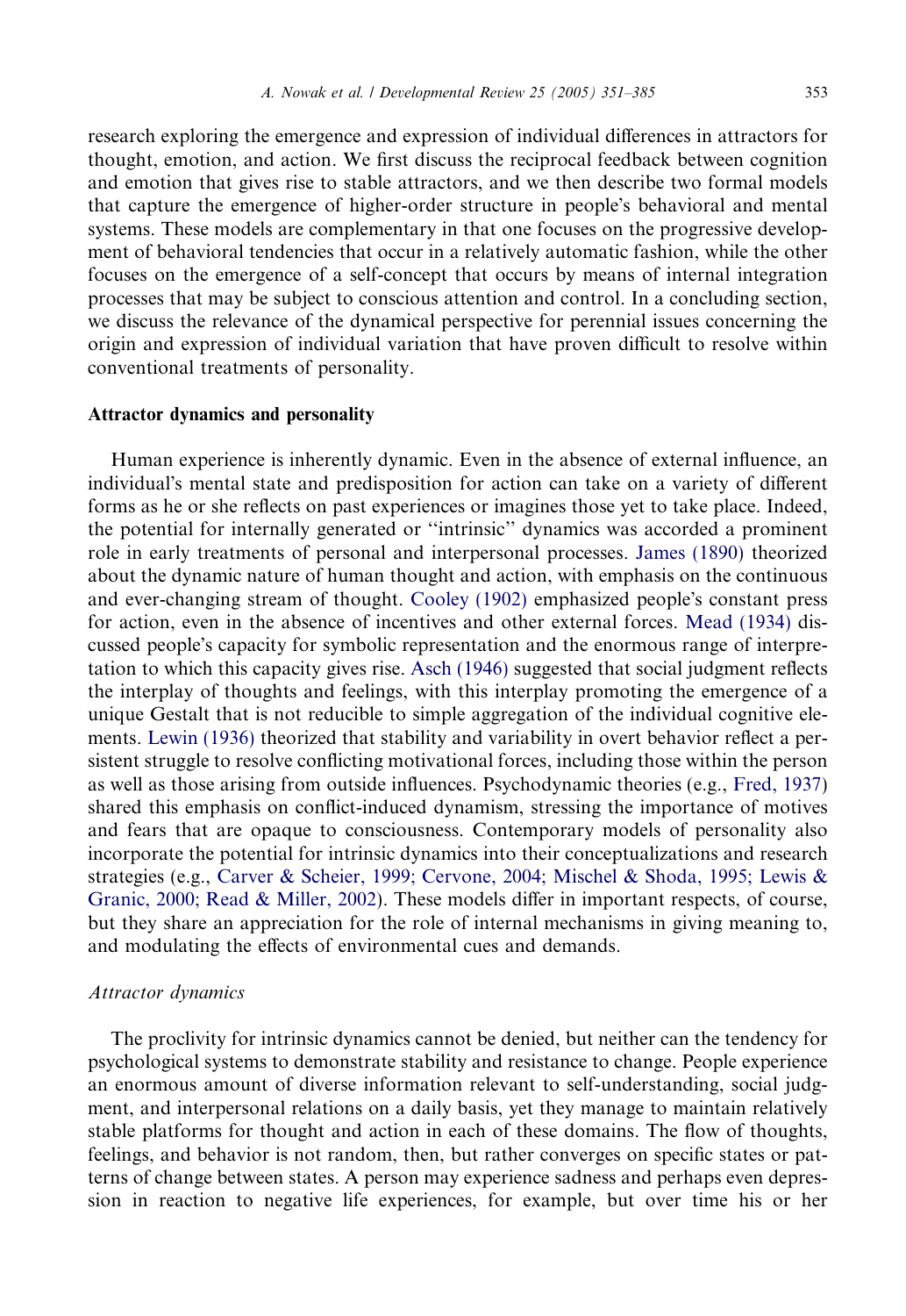research exploring the emergence and expression of individual differences in attractors for thought, emotion, and action. We first discuss the reciprocal feedback between cognition and emotion that gives rise to stable attractors, and we then describe two formal models that capture the emergence of higher-order structure in people's behavioral and mental systems. These models are complementary in that one focuses on the progressive development of behavioral tendencies that occur in a relatively automatic fashion, while the other focuses on the emergence of a self-concept that occurs by means of internal integration processes that may be subject to conscious attention and control. In a concluding section, we discuss the relevance of the dynamical perspective for perennial issues concerning the origin and expression of individual variation that have proven difficult to resolve within conventional treatments of personality.

## Attractor dynamics and personality

Human experience is inherently dynamic. Even in the absence of external influence, an individual's mental state and predisposition for action can take on a variety of different forms as he or she reflects on past experiences or imagines those yet to take place. Indeed, the potential for internally generated or "intrinsic" dynamics was accorded a prominent role in early treatments of personal and interpersonal processes. James (1890) theorized about the dynamic nature of human thought and action, with emphasis on the continuous and ever-changing stream of thought. Cooley (1902) emphasized people's constant press for action, even in the absence of incentives and other external forces. Mead (1934) discussed people's capacity for symbolic representation and the enormous range of interpretation to which this capacity gives rise. Asch (1946) suggested that social judgment reflects the interplay of thoughts and feelings, with this interplay promoting the emergence of a unique Gestalt that is not reducible to simple aggregation of the individual cognitive elements. Lewin (1936) theorized that stability and variability in overt behavior reflect a persistent struggle to resolve conflicting motivational forces, including those within the person as well as those arising from outside influences. Psychodynamic theories (e.g., Fred, 1937) shared this emphasis on conflict-induced dynamism, stressing the importance of motives and fears that are opaque to consciousness. Contemporary models of personality also incorporate the potential for intrinsic dynamics into their conceptualizations and research strategies (e.g., Carver & Scheier, 1999; Cervone, 2004; Mischel & Shoda, 1995; Lewis & Granic, 2000; Read & Miller, 2002). These models differ in important respects, of course, but they share an appreciation for the role of internal mechanisms in giving meaning to, and modulating the effects of environmental cues and demands.

### *Attractor dynamics*

The proclivity for intrinsic dynamics cannot be denied, but neither can the tendency for psychological systems to demonstrate stability and resistance to change. People experience an enormous amount of diverse information relevant to self-understanding, social judgment, and interpersonal relations on a daily basis, yet they manage to maintain relatively stable platforms for thought and action in each of these domains. The flow of thoughts, feelings, and behavior is not random, then, but rather converges on specific states or patterns of change between states. A person may experience sadness and perhaps even depression in reaction to negative life experiences, for example, but over time his or her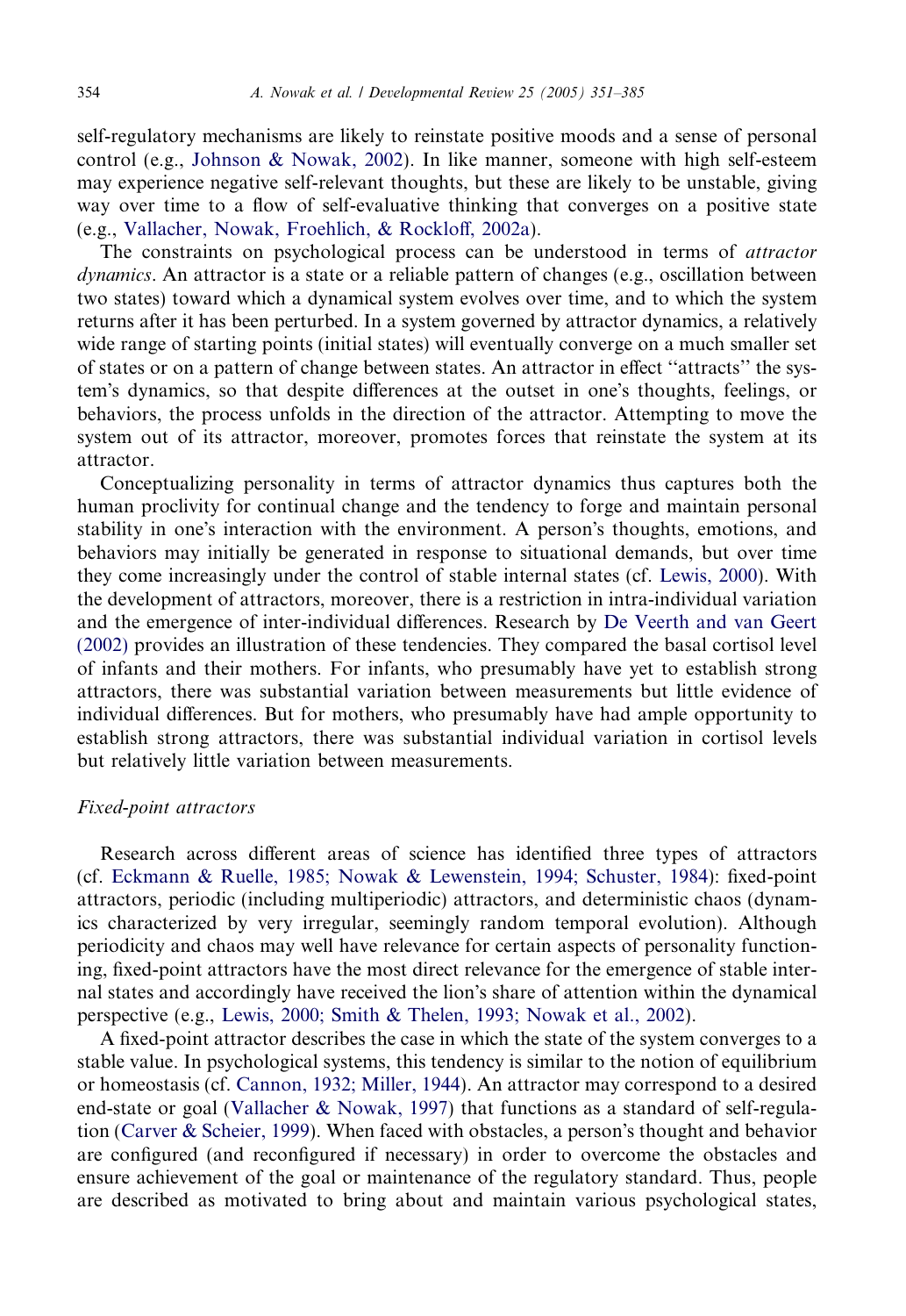self-regulatory mechanisms are likely to reinstate positive moods and a sense of personal control (e.g., Johnson & Nowak, 2002). In like manner, someone with high self-esteem may experience negative self-relevant thoughts, but these are likely to be unstable, giving way over time to a flow of self-evaluative thinking that converges on a positive state (e.g., Vallacher, Nowak, Froehlich, & Rockloff, 2002a).

The constraints on psychological process can be understood in terms of *attractor dynamics*. An attractor is a state or a reliable pattern of changes (e.g., oscillation between two states) toward which a dynamical system evolves over time, and to which the system returns after it has been perturbed. In a system governed by attractor dynamics, a relatively wide range of starting points (initial states) will eventually converge on a much smaller set of states or on a pattern of change between states. An attractor in effect "attracts" the system's dynamics, so that despite differences at the outset in one's thoughts, feelings, or behaviors, the process unfolds in the direction of the attractor. Attempting to move the system out of its attractor, moreover, promotes forces that reinstate the system at its attractor.

Conceptualizing personality in terms of attractor dynamics thus captures both the human proclivity for continual change and the tendency to forge and maintain personal stability in one's interaction with the environment. A person's thoughts, emotions, and behaviors may initially be generated in response to situational demands, but over time they come increasingly under the control of stable internal states (cf. Lewis, 2000). With the development of attractors, moreover, there is a restriction in intra-individual variation and the emergence of inter-individual differences. Research by De Veerth and van Geert (2002) provides an illustration of these tendencies. They compared the basal cortisol level of infants and their mothers. For infants, who presumably have yet to establish strong attractors, there was substantial variation between measurements but little evidence of individual differences. But for mothers, who presumably have had ample opportunity to establish strong attractors, there was substantial individual variation in cortisol levels but relatively little variation between measurements.

### *Fixed-point attractors*

Research across different areas of science has identified three types of attractors (cf. Eckmann & Ruelle, 1985; Nowak & Lewenstein, 1994; Schuster, 1984): fixed-point attractors, periodic (including multiperiodic) attractors, and deterministic chaos (dynamics characterized by very irregular, seemingly random temporal evolution). Although periodicity and chaos may well have relevance for certain aspects of personality functioning, fixed-point attractors have the most direct relevance for the emergence of stable internal states and accordingly have received the lion's share of attention within the dynamical perspective (e.g., Lewis, 2000; Smith & Thelen, 1993; Nowak et al., 2002).

A fixed-point attractor describes the case in which the state of the system converges to a stable value. In psychological systems, this tendency is similar to the notion of equilibrium or homeostasis (cf. Cannon, 1932; Miller, 1944). An attractor may correspond to a desired end-state or goal (Vallacher & Nowak, 1997) that functions as a standard of self-regulation (Carver & Scheier, 1999). When faced with obstacles, a person's thought and behavior are configured (and reconfigured if necessary) in order to overcome the obstacles and ensure achievement of the goal or maintenance of the regulatory standard. Thus, people are described as motivated to bring about and maintain various psychological states,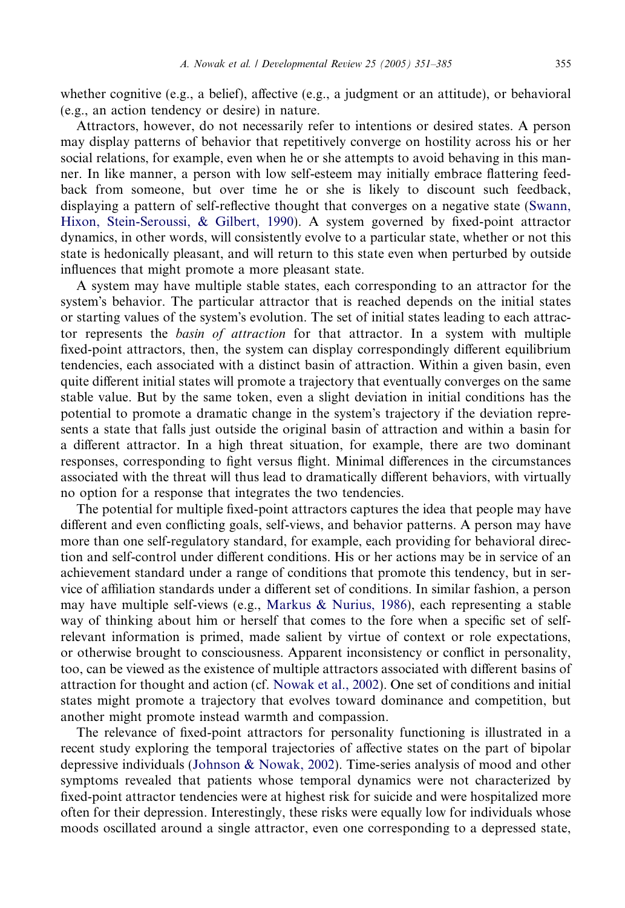whether cognitive (e.g., a belief), affective (e.g., a judgment or an attitude), or behavioral (e.g., an action tendency or desire) in nature.

Attractors, however, do not necessarily refer to intentions or desired states. A person may display patterns of behavior that repetitively converge on hostility across his or her social relations, for example, even when he or she attempts to avoid behaving in this manner. In like manner, a person with low self-esteem may initially embrace flattering feedback from someone, but over time he or she is likely to discount such feedback, displaying a pattern of self-reflective thought that converges on a negative state (Swann, Hixon, Stein-Seroussi, & Gilbert, 1990). A system governed by fixed-point attractor dynamics, in other words, will consistently evolve to a particular state, whether or not this state is hedonically pleasant, and will return to this state even when perturbed by outside influences that might promote a more pleasant state.

A system may have multiple stable states, each corresponding to an attractor for the system's behavior. The particular attractor that is reached depends on the initial states or starting values of the system's evolution. The set of initial states leading to each attractor represents the *basin of attraction* for that attractor. In a system with multiple fixed-point attractors, then, the system can display correspondingly different equilibrium tendencies, each associated with a distinct basin of attraction. Within a given basin, even quite different initial states will promote a trajectory that eventually converges on the same stable value. But by the same token, even a slight deviation in initial conditions has the potential to promote a dramatic change in the system's trajectory if the deviation represents a state that falls just outside the original basin of attraction and within a basin for a different attractor. In a high threat situation, for example, there are two dominant responses, corresponding to fight versus flight. Minimal differences in the circumstances associated with the threat will thus lead to dramatically different behaviors, with virtually no option for a response that integrates the two tendencies.

The potential for multiple fixed-point attractors captures the idea that people may have different and even conflicting goals, self-views, and behavior patterns. A person may have more than one self-regulatory standard, for example, each providing for behavioral direction and self-control under different conditions. His or her actions may be in service of an achievement standard under a range of conditions that promote this tendency, but in service of affiliation standards under a different set of conditions. In similar fashion, a person may have multiple self-views (e.g., Markus & Nurius, 1986), each representing a stable way of thinking about him or herself that comes to the fore when a specific set of self-relevant information is primed, made salient by virtue of context or role expectations, or otherwise brought to consciousness. Apparent inconsistency or conflict in personality, too, can be viewed as the existence of multiple attractors associated with different basins of attraction for thought and action (cf. Nowak et al., 2002). One set of conditions and initial states might promote a trajectory that evolves toward dominance and competition, but another might promote instead warmth and compassion.

The relevance of fixed-point attractors for personality functioning is illustrated in a recent study exploring the temporal trajectories of affective states on the part of bipolar depressive individuals (Johnson & Nowak, 2002). Time-series analysis of mood and other symptoms revealed that patients whose temporal dynamics were not characterized by fixed-point attractor tendencies were at highest risk for suicide and were hospitalized more often for their depression. Interestingly, these risks were equally low for individuals whose moods oscillated around a single attractor, even one corresponding to a depressed state,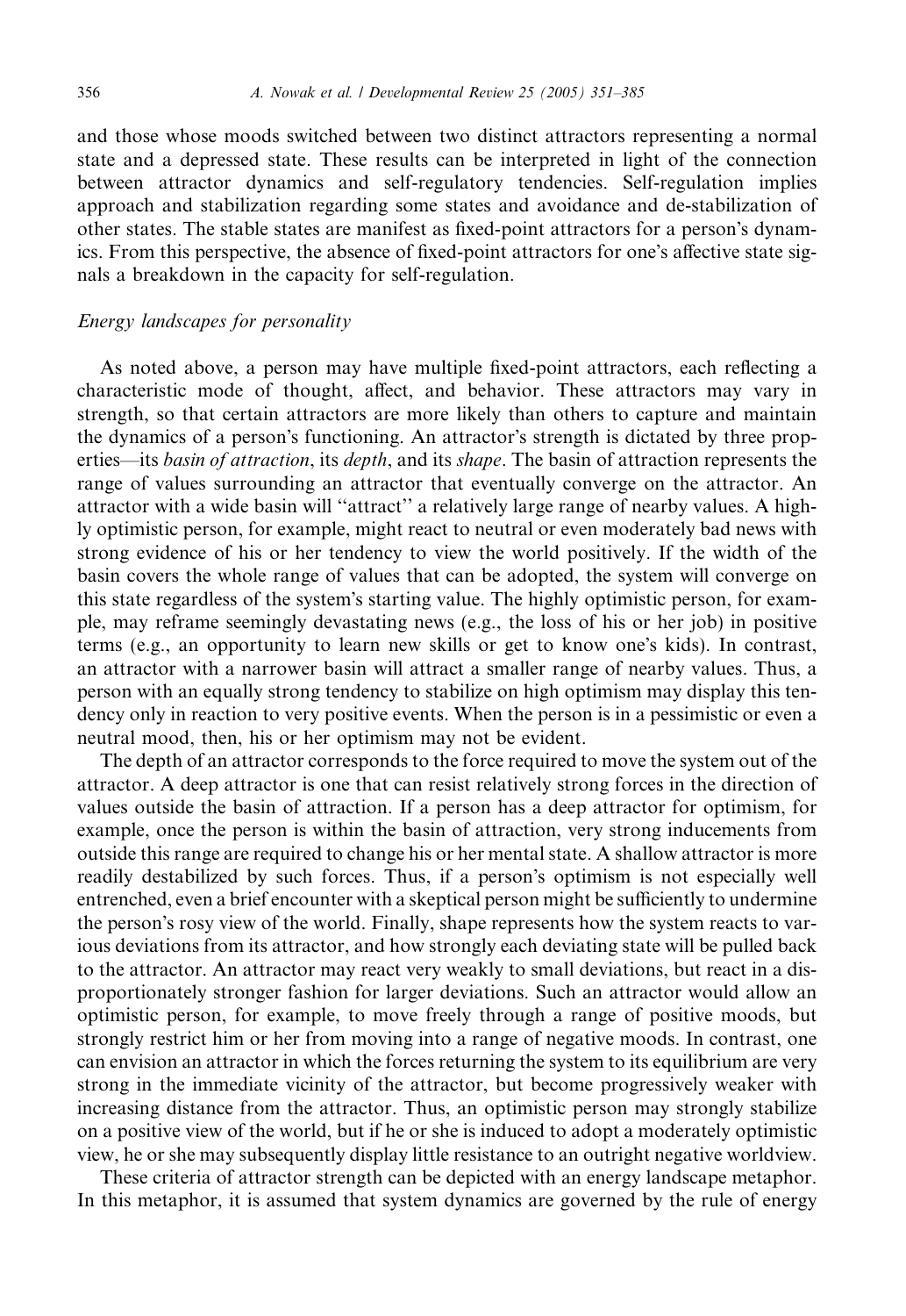and those whose moods switched between two distinct attractors representing a normal state and a depressed state. These results can be interpreted in light of the connection between attractor dynamics and self-regulatory tendencies. Self-regulation implies approach and stabilization regarding some states and avoidance and de-stabilization of other states. The stable states are manifest as fixed-point attractors for a person's dynamics. From this perspective, the absence of fixed-point attractors for one's affective state signals a breakdown in the capacity for self-regulation.

### *Energy landscapes for personality*

As noted above, a person may have multiple fixed-point attractors, each reflecting a characteristic mode of thought, affect, and behavior. These attractors may vary in strength, so that certain attractors are more likely than others to capture and maintain the dynamics of a person's functioning. An attractor's strength is dictated by three properties—its *basin of attraction*, its *depth*, and its *shape*. The basin of attraction represents the range of values surrounding an attractor that eventually converge on the attractor. An attractor with a wide basin will "attract" a relatively large range of nearby values. A highly optimistic person, for example, might react to neutral or even moderately bad news with strong evidence of his or her tendency to view the world positively. If the width of the basin covers the whole range of values that can be adopted, the system will converge on this state regardless of the system's starting value. The highly optimistic person, for example, may reframe seemingly devastating news (e.g., the loss of his or her job) in positive terms (e.g., an opportunity to learn new skills or get to know one's kids). In contrast, an attractor with a narrower basin will attract a smaller range of nearby values. Thus, a person with an equally strong tendency to stabilize on high optimism may display this tendency only in reaction to very positive events. When the person is in a pessimistic or even a neutral mood, then, his or her optimism may not be evident.

The depth of an attractor corresponds to the force required to move the system out of the attractor. A deep attractor is one that can resist relatively strong forces in the direction of values outside the basin of attraction. If a person has a deep attractor for optimism, for example, once the person is within the basin of attraction, very strong inducements from outside this range are required to change his or her mental state. A shallow attractor is more readily destabilized by such forces. Thus, if a person's optimism is not especially well entrenched, even a brief encounter with a skeptical person might be sufficiently to undermine the person's rosy view of the world. Finally, shape represents how the system reacts to various deviations from its attractor, and how strongly each deviating state will be pulled back to the attractor. An attractor may react very weakly to small deviations, but react in a disproportionately stronger fashion for larger deviations. Such an attractor would allow an optimistic person, for example, to move freely through a range of positive moods, but strongly restrict him or her from moving into a range of negative moods. In contrast, one can envision an attractor in which the forces returning the system to its equilibrium are very strong in the immediate vicinity of the attractor, but become progressively weaker with increasing distance from the attractor. Thus, an optimistic person may strongly stabilize on a positive view of the world, but if he or she is induced to adopt a moderately optimistic view, he or she may subsequently display little resistance to an outright negative worldview.

These criteria of attractor strength can be depicted with an energy landscape metaphor. In this metaphor, it is assumed that system dynamics are governed by the rule of energy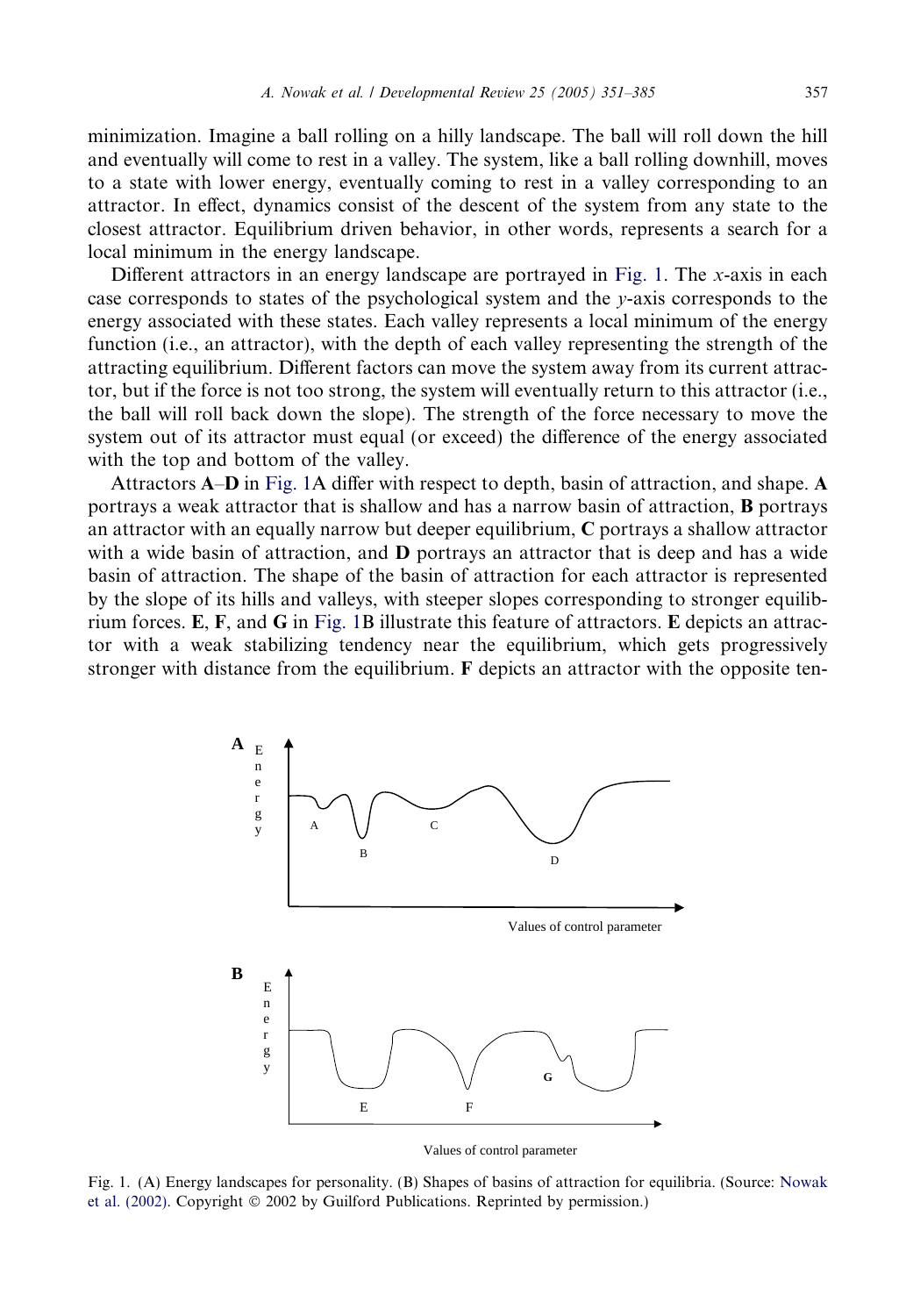minimization. Imagine a ball rolling on a hilly landscape. The ball will roll down the hill and eventually will come to rest in a valley. The system, like a ball rolling downhill, moves to a state with lower energy, eventually coming to rest in a valley corresponding to an attractor. In effect, dynamics consist of the descent of the system from any state to the closest attractor. Equilibrium driven behavior, in other words, represents a search for a local minimum in the energy landscape.

Different attractors in an energy landscape are portrayed in Fig. 1. The $x$-axis in each case corresponds to states of the psychological system and the $y$-axis corresponds to the energy associated with these states. Each valley represents a local minimum of the energy function (i.e., an attractor), with the depth of each valley representing the strength of the attracting equilibrium. Different factors can move the system away from its current attractor, but if the force is not too strong, the system will eventually return to this attractor (i.e., the ball will roll back down the slope). The strength of the force necessary to move the system out of its attractor must equal (or exceed) the difference of the energy associated with the top and bottom of the valley.

Attractors **A**–**D** in Fig. 1A differ with respect to depth, basin of attraction, and shape. **A** portrays a weak attractor that is shallow and has a narrow basin of attraction, **B** portrays an attractor with an equally narrow but deeper equilibrium, **C** portrays a shallow attractor with a wide basin of attraction, and **D** portrays an attractor that is deep and has a wide basin of attraction. The shape of the basin of attraction for each attractor is represented by the slope of its hills and valleys, with steeper slopes corresponding to stronger equilibrium forces. **E**, **F**, and **G** in Fig. 1B illustrate this feature of attractors. **E** depicts an attractor with a weak stabilizing tendency near the equilibrium, which gets progressively stronger with distance from the equilibrium. **F** depicts an attractor with the opposite ten-

Fig. 1. (A) Energy landscapes for personality. (B) Shapes of basins of attraction for equilibria. (Source: Nowak et al. (2002). Copyright © 2002 by Guilford Publications. Reprinted by permission.)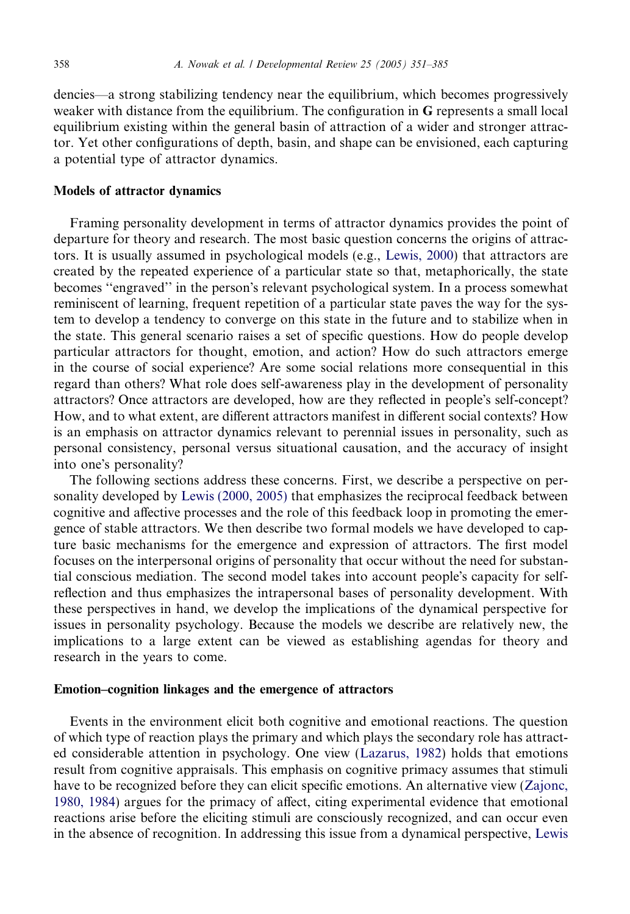dencies—a strong stabilizing tendency near the equilibrium, which becomes progressively weaker with distance from the equilibrium. The configuration in **G** represents a small local equilibrium existing within the general basin of attraction of a wider and stronger attractor. Yet other configurations of depth, basin, and shape can be envisioned, each capturing a potential type of attractor dynamics.

## Models of attractor dynamics

Framing personality development in terms of attractor dynamics provides the point of departure for theory and research. The most basic question concerns the origins of attractors. It is usually assumed in psychological models (e.g., Lewis, 2000) that attractors are created by the repeated experience of a particular state so that, metaphorically, the state becomes ''engraved'' in the person's relevant psychological system. In a process somewhat reminiscent of learning, frequent repetition of a particular state paves the way for the system to develop a tendency to converge on this state in the future and to stabilize when in the state. This general scenario raises a set of specific questions. How do people develop particular attractors for thought, emotion, and action? How do such attractors emerge in the course of social experience? Are some social relations more consequential in this regard than others? What role does self-awareness play in the development of personality attractors? Once attractors are developed, how are they reflected in people's self-concept? How, and to what extent, are different attractors manifest in different social contexts? How is an emphasis on attractor dynamics relevant to perennial issues in personality, such as personal consistency, personal versus situational causation, and the accuracy of insight into one's personality?

The following sections address these concerns. First, we describe a perspective on personality developed by Lewis (2000, 2005) that emphasizes the reciprocal feedback between cognitive and affective processes and the role of this feedback loop in promoting the emergence of stable attractors. We then describe two formal models we have developed to capture basic mechanisms for the emergence and expression of attractors. The first model focuses on the interpersonal origins of personality that occur without the need for substantial conscious mediation. The second model takes into account people's capacity for self-reflection and thus emphasizes the intrapersonal bases of personality development. With these perspectives in hand, we develop the implications of the dynamical perspective for issues in personality psychology. Because the models we describe are relatively new, the implications to a large extent can be viewed as establishing agendas for theory and research in the years to come.

## Emotion–cognition linkages and the emergence of attractors

Events in the environment elicit both cognitive and emotional reactions. The question of which type of reaction plays the primary and which plays the secondary role has attracted considerable attention in psychology. One view (Lazarus, 1982) holds that emotions result from cognitive appraisals. This emphasis on cognitive primacy assumes that stimuli have to be recognized before they can elicit specific emotions. An alternative view (Zajonc, 1980, 1984) argues for the primacy of affect, citing experimental evidence that emotional reactions arise before the eliciting stimuli are consciously recognized, and can occur even in the absence of recognition. In addressing this issue from a dynamical perspective, Lewis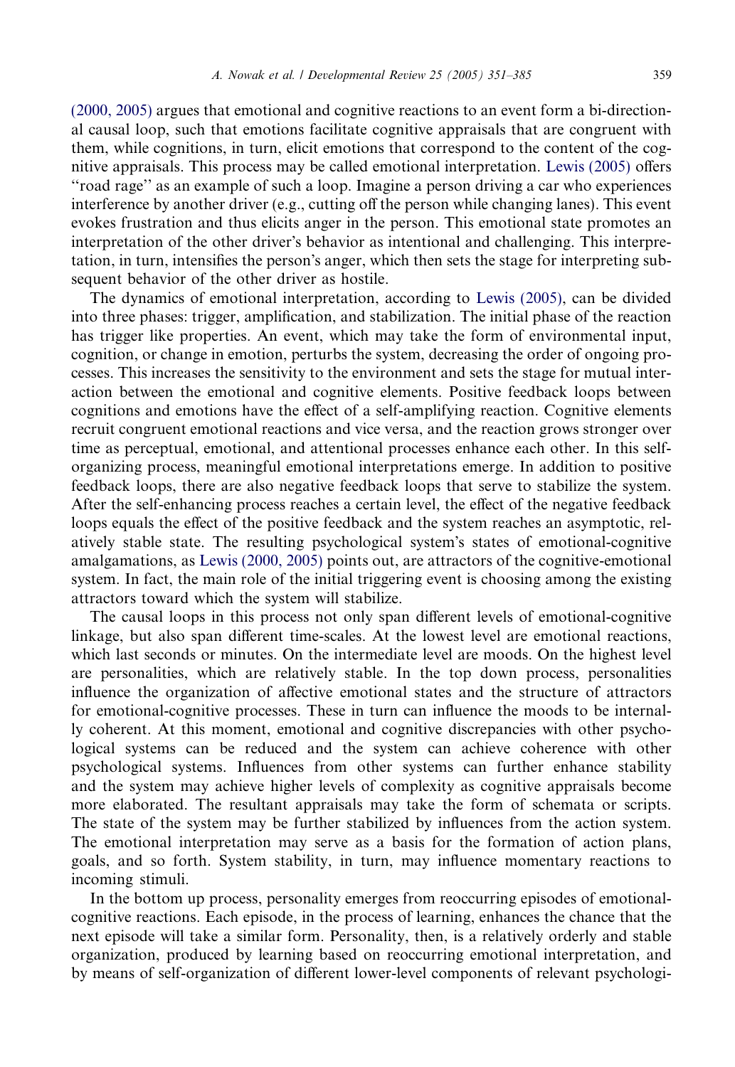(2000, 2005) argues that emotional and cognitive reactions to an event form a bi-directional causal loop, such that emotions facilitate cognitive appraisals that are congruent with them, while cognitions, in turn, elicit emotions that correspond to the content of the cognitive appraisals. This process may be called emotional interpretation. Lewis (2005) offers "road rage" as an example of such a loop. Imagine a person driving a car who experiences interference by another driver (e.g., cutting off the person while changing lanes). This event evokes frustration and thus elicits anger in the person. This emotional state promotes an interpretation of the other driver's behavior as intentional and challenging. This interpretation, in turn, intensifies the person's anger, which then sets the stage for interpreting subsequent behavior of the other driver as hostile.

The dynamics of emotional interpretation, according to Lewis (2005), can be divided into three phases: trigger, amplification, and stabilization. The initial phase of the reaction has trigger like properties. An event, which may take the form of environmental input, cognition, or change in emotion, perturbs the system, decreasing the order of ongoing processes. This increases the sensitivity to the environment and sets the stage for mutual interaction between the emotional and cognitive elements. Positive feedback loops between cognitions and emotions have the effect of a self-amplifying reaction. Cognitive elements recruit congruent emotional reactions and vice versa, and the reaction grows stronger over time as perceptual, emotional, and attentional processes enhance each other. In this self-organizing process, meaningful emotional interpretations emerge. In addition to positive feedback loops, there are also negative feedback loops that serve to stabilize the system. After the self-enhancing process reaches a certain level, the effect of the negative feedback loops equals the effect of the positive feedback and the system reaches an asymptotic, relatively stable state. The resulting psychological system's states of emotional-cognitive amalgamations, as Lewis (2000, 2005) points out, are attractors of the cognitive-emotional system. In fact, the main role of the initial triggering event is choosing among the existing attractors toward which the system will stabilize.

The causal loops in this process not only span different levels of emotional-cognitive linkage, but also span different time-scales. At the lowest level are emotional reactions, which last seconds or minutes. On the intermediate level are moods. On the highest level are personalities, which are relatively stable. In the top down process, personalities influence the organization of affective emotional states and the structure of attractors for emotional-cognitive processes. These in turn can influence the moods to be internally coherent. At this moment, emotional and cognitive discrepancies with other psychological systems can be reduced and the system can achieve coherence with other psychological systems. Influences from other systems can further enhance stability and the system may achieve higher levels of complexity as cognitive appraisals become more elaborated. The resultant appraisals may take the form of schemata or scripts. The state of the system may be further stabilized by influences from the action system. The emotional interpretation may serve as a basis for the formation of action plans, goals, and so forth. System stability, in turn, may influence momentary reactions to incoming stimuli.

In the bottom up process, personality emerges from reoccurring episodes of emotional-cognitive reactions. Each episode, in the process of learning, enhances the chance that the next episode will take a similar form. Personality, then, is a relatively orderly and stable organization, produced by learning based on reoccurring emotional interpretation, and by means of self-organization of different lower-level components of relevant psychologi-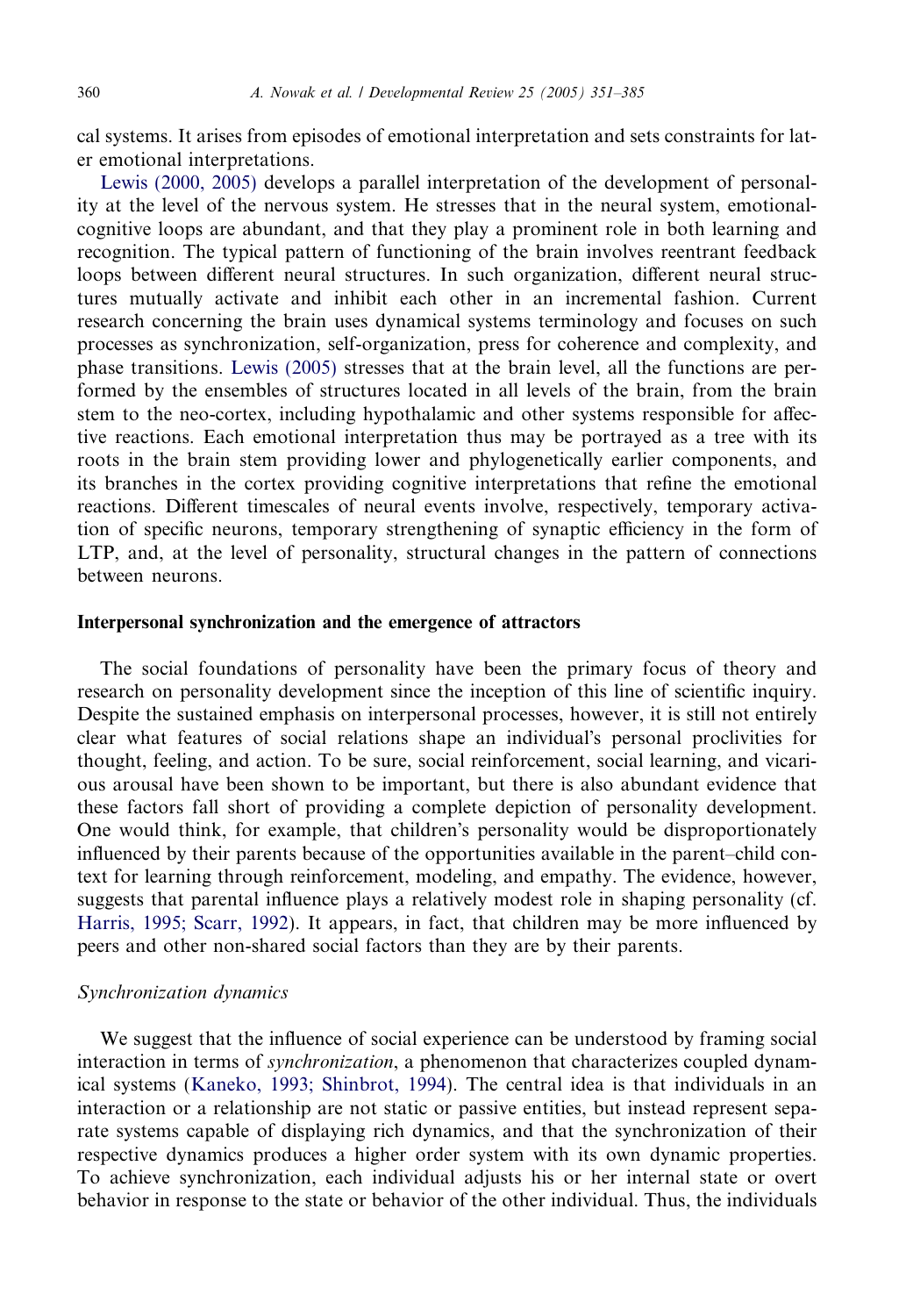cal systems. It arises from episodes of emotional interpretation and sets constraints for later emotional interpretations.

Lewis (2000, 2005) develops a parallel interpretation of the development of personality at the level of the nervous system. He stresses that in the neural system, emotional-cognitive loops are abundant, and that they play a prominent role in both learning and recognition. The typical pattern of functioning of the brain involves reentrant feedback loops between different neural structures. In such organization, different neural structures mutually activate and inhibit each other in an incremental fashion. Current research concerning the brain uses dynamical systems terminology and focuses on such processes as synchronization, self-organization, press for coherence and complexity, and phase transitions. Lewis (2005) stresses that at the brain level, all the functions are performed by the ensembles of structures located in all levels of the brain, from the brain stem to the neo-cortex, including hypothalamic and other systems responsible for affective reactions. Each emotional interpretation thus may be portrayed as a tree with its roots in the brain stem providing lower and phylogenetically earlier components, and its branches in the cortex providing cognitive interpretations that refine the emotional reactions. Different timescales of neural events involve, respectively, temporary activation of specific neurons, temporary strengthening of synaptic efficiency in the form of LTP, and, at the level of personality, structural changes in the pattern of connections between neurons.

## Interpersonal synchronization and the emergence of attractors

The social foundations of personality have been the primary focus of theory and research on personality development since the inception of this line of scientific inquiry. Despite the sustained emphasis on interpersonal processes, however, it is still not entirely clear what features of social relations shape an individual's personal proclivities for thought, feeling, and action. To be sure, social reinforcement, social learning, and vicarious arousal have been shown to be important, but there is also abundant evidence that these factors fall short of providing a complete depiction of personality development. One would think, for example, that children's personality would be disproportionately influenced by their parents because of the opportunities available in the parent–child context for learning through reinforcement, modeling, and empathy. The evidence, however, suggests that parental influence plays a relatively modest role in shaping personality (cf. Harris, 1995; Scarr, 1992). It appears, in fact, that children may be more influenced by peers and other non-shared social factors than they are by their parents.

### *Synchronization dynamics*

We suggest that the influence of social experience can be understood by framing social interaction in terms of *synchronization*, a phenomenon that characterizes coupled dynamical systems (Kaneko, 1993; Shinbrot, 1994). The central idea is that individuals in an interaction or a relationship are not static or passive entities, but instead represent separate systems capable of displaying rich dynamics, and that the synchronization of their respective dynamics produces a higher order system with its own dynamic properties. To achieve synchronization, each individual adjusts his or her internal state or overt behavior in response to the state or behavior of the other individual. Thus, the individuals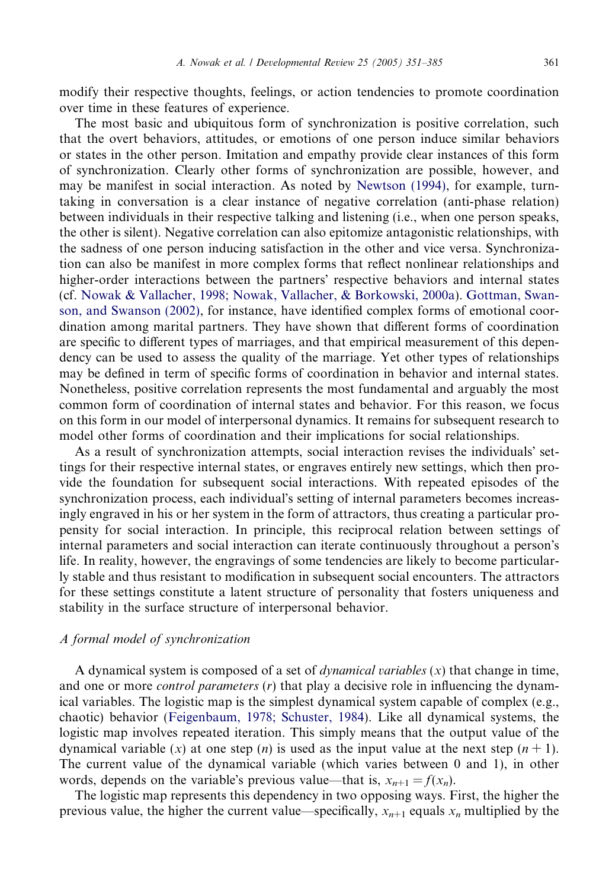modify their respective thoughts, feelings, or action tendencies to promote coordination over time in these features of experience.

The most basic and ubiquitous form of synchronization is positive correlation, such that the overt behaviors, attitudes, or emotions of one person induce similar behaviors or states in the other person. Imitation and empathy provide clear instances of this form of synchronization. Clearly other forms of synchronization are possible, however, and may be manifest in social interaction. As noted by Newtson (1994), for example, turn-taking in conversation is a clear instance of negative correlation (anti-phase relation) between individuals in their respective talking and listening (i.e., when one person speaks, the other is silent). Negative correlation can also epitomize antagonistic relationships, with the sadness of one person inducing satisfaction in the other and vice versa. Synchronization can also be manifest in more complex forms that reflect nonlinear relationships and higher-order interactions between the partners' respective behaviors and internal states (cf. Nowak & Vallacher, 1998; Nowak, Vallacher, & Borkowski, 2000a). Gottman, Swanson, and Swanson (2002), for instance, have identified complex forms of emotional coordination among marital partners. They have shown that different forms of coordination are specific to different types of marriages, and that empirical measurement of this dependency can be used to assess the quality of the marriage. Yet other types of relationships may be defined in term of specific forms of coordination in behavior and internal states. Nonetheless, positive correlation represents the most fundamental and arguably the most common form of coordination of internal states and behavior. For this reason, we focus on this form in our model of interpersonal dynamics. It remains for subsequent research to model other forms of coordination and their implications for social relationships.

As a result of synchronization attempts, social interaction revises the individuals' settings for their respective internal states, or engraves entirely new settings, which then provide the foundation for subsequent social interactions. With repeated episodes of the synchronization process, each individual's setting of internal parameters becomes increasingly engraved in his or her system in the form of attractors, thus creating a particular propensity for social interaction. In principle, this reciprocal relation between settings of internal parameters and social interaction can iterate continuously throughout a person's life. In reality, however, the engravings of some tendencies are likely to become particularly stable and thus resistant to modification in subsequent social encounters. The attractors for these settings constitute a latent structure of personality that fosters uniqueness and stability in the surface structure of interpersonal behavior.

### *A formal model of synchronization*

A dynamical system is composed of a set of *dynamical variables* ($x$) that change in time, and one or more *control parameters* ($r$) that play a decisive role in influencing the dynamical variables. The logistic map is the simplest dynamical system capable of complex (e.g., chaotic) behavior (Feigenbaum, 1978; Schuster, 1984). Like all dynamical systems, the logistic map involves repeated iteration. This simply means that the output value of the dynamical variable ($x$) at one step ($n$) is used as the input value at the next step ($n + 1$). The current value of the dynamical variable (which varies between 0 and 1), in other words, depends on the variable's previous value—that is, $x_{n+1} = f(x_n)$.

The logistic map represents this dependency in two opposing ways. First, the higher the previous value, the higher the current value—specifically, $x_{n+1}$ equals $x_n$ multiplied by the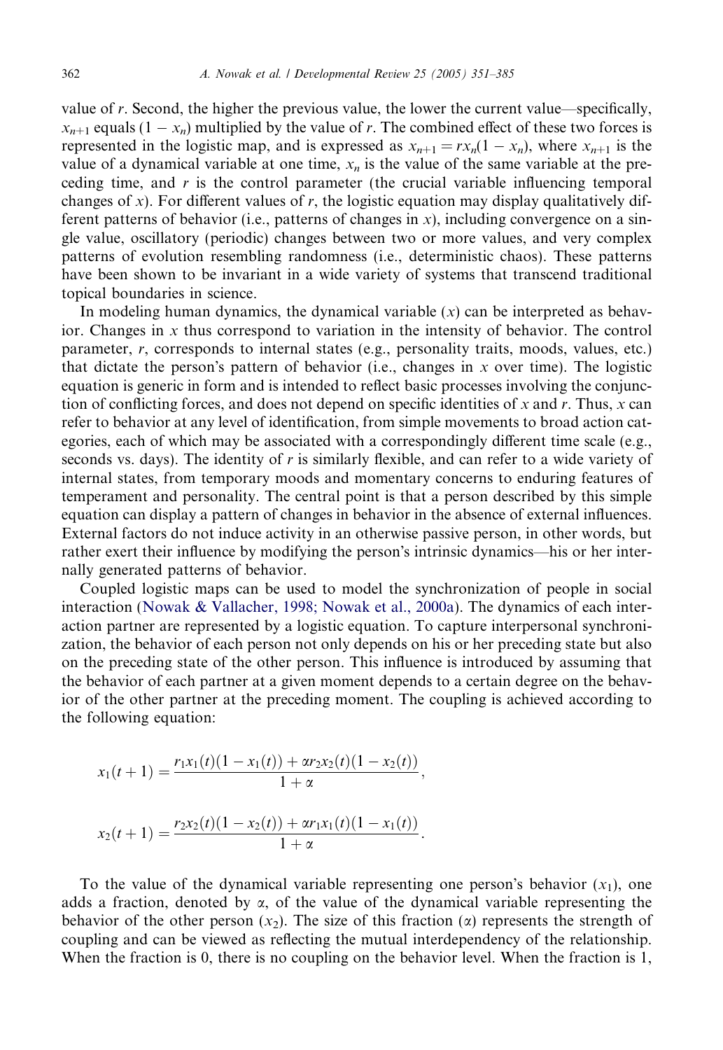value of $r$. Second, the higher the previous value, the lower the current value—specifically, $x_{n+1}$ equals $(1 - x_n)$ multiplied by the value of $r$. The combined effect of these two forces is represented in the logistic map, and is expressed as $x_{n+1} = rx_n(1 - x_n)$, where $x_{n+1}$ is the value of a dynamical variable at one time, $x_n$ is the value of the same variable at the preceding time, and $r$ is the control parameter (the crucial variable influencing temporal changes of $x$). For different values of $r$, the logistic equation may display qualitatively different patterns of behavior (i.e., patterns of changes in $x$), including convergence on a single value, oscillatory (periodic) changes between two or more values, and very complex patterns of evolution resembling randomness (i.e., deterministic chaos). These patterns have been shown to be invariant in a wide variety of systems that transcend traditional topical boundaries in science.

In modeling human dynamics, the dynamical variable ($x$) can be interpreted as behavior. Changes in $x$ thus correspond to variation in the intensity of behavior. The control parameter, $r$, corresponds to internal states (e.g., personality traits, moods, values, etc.) that dictate the person's pattern of behavior (i.e., changes in $x$ over time). The logistic equation is generic in form and is intended to reflect basic processes involving the conjunction of conflicting forces, and does not depend on specific identities of $x$ and $r$. Thus, $x$ can refer to behavior at any level of identification, from simple movements to broad action categories, each of which may be associated with a correspondingly different time scale (e.g., seconds vs. days). The identity of $r$ is similarly flexible, and can refer to a wide variety of internal states, from temporary moods and momentary concerns to enduring features of temperament and personality. The central point is that a person described by this simple equation can display a pattern of changes in behavior in the absence of external influences. External factors do not induce activity in an otherwise passive person, in other words, but rather exert their influence by modifying the person's intrinsic dynamics—his or her internally generated patterns of behavior.

Coupled logistic maps can be used to model the synchronization of people in social interaction (Nowak & Vallacher, 1998; Nowak et al., 2000a). The dynamics of each interaction partner are represented by a logistic equation. To capture interpersonal synchronization, the behavior of each person not only depends on his or her preceding state but also on the preceding state of the other person. This influence is introduced by assuming that the behavior of each partner at a given moment depends to a certain degree on the behavior of the other partner at the preceding moment. The coupling is achieved according to the following equation:

$$x_1(t+1) = \frac{r_1 x_1(t)(1 - x_1(t)) + \alpha r_2 x_2(t)(1 - x_2(t))}{1 + \alpha},$$

$$x_2(t+1) = \frac{r_2 x_2(t)(1 - x_2(t)) + \alpha r_1 x_1(t)(1 - x_1(t))}{1 + \alpha}.$$

To the value of the dynamical variable representing one person's behavior ($x_1$), one adds a fraction, denoted by $\alpha$, of the value of the dynamical variable representing the behavior of the other person ($x_2$). The size of this fraction ($\alpha$) represents the strength of coupling and can be viewed as reflecting the mutual interdependency of the relationship. When the fraction is 0, there is no coupling on the behavior level. When the fraction is 1,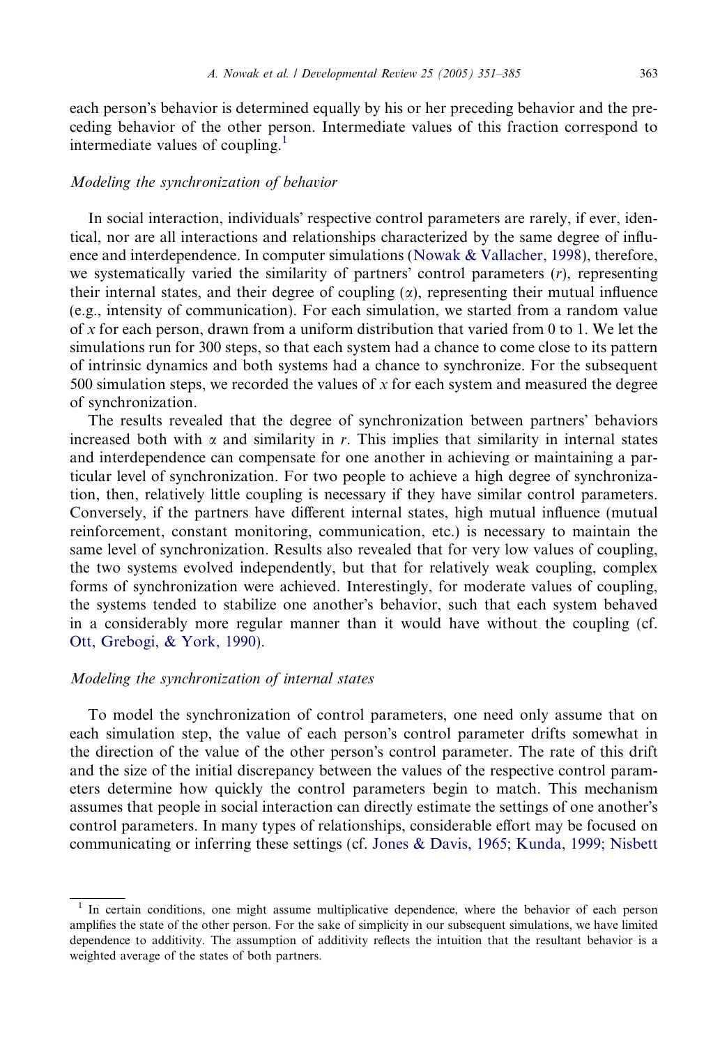each person's behavior is determined equally by his or her preceding behavior and the preceding behavior of the other person. Intermediate values of this fraction correspond to intermediate values of coupling.[1]

### *Modeling the synchronization of behavior*

In social interaction, individuals' respective control parameters are rarely, if ever, identical, nor are all interactions and relationships characterized by the same degree of influence and interdependence. In computer simulations (Nowak & Vallacher, 1998), therefore, we systematically varied the similarity of partners' control parameters ($r$), representing their internal states, and their degree of coupling ($\alpha$), representing their mutual influence (e.g., intensity of communication). For each simulation, we started from a random value of $x$ for each person, drawn from a uniform distribution that varied from 0 to 1. We let the simulations run for 300 steps, so that each system had a chance to come close to its pattern of intrinsic dynamics and both systems had a chance to synchronize. For the subsequent 500 simulation steps, we recorded the values of $x$ for each system and measured the degree of synchronization.

The results revealed that the degree of synchronization between partners' behaviors increased both with $\alpha$ and similarity in $r$. This implies that similarity in internal states and interdependence can compensate for one another in achieving or maintaining a particular level of synchronization. For two people to achieve a high degree of synchronization, then, relatively little coupling is necessary if they have similar control parameters. Conversely, if the partners have different internal states, high mutual influence (mutual reinforcement, constant monitoring, communication, etc.) is necessary to maintain the same level of synchronization. Results also revealed that for very low values of coupling, the two systems evolved independently, but that for relatively weak coupling, complex forms of synchronization were achieved. Interestingly, for moderate values of coupling, the systems tended to stabilize one another's behavior, such that each system behaved in a considerably more regular manner than it would have without the coupling (cf. Ott, Grebogi, & York, 1990).

### *Modeling the synchronization of internal states*

To model the synchronization of control parameters, one need only assume that on each simulation step, the value of each person's control parameter drifts somewhat in the direction of the value of the other person's control parameter. The rate of this drift and the size of the initial discrepancy between the values of the respective control parameters determine how quickly the control parameters begin to match. This mechanism assumes that people in social interaction can directly estimate the settings of one another's control parameters. In many types of relationships, considerable effort may be focused on communicating or inferring these settings (cf. Jones & Davis, 1965; Kunda, 1999; Nisbett

---

[1] In certain conditions, one might assume multiplicative dependence, where the behavior of each person amplifies the state of the other person. For the sake of simplicity in our subsequent simulations, we have limited dependence to additivity. The assumption of additivity reflects the intuition that the resultant behavior is a weighted average of the states of both partners.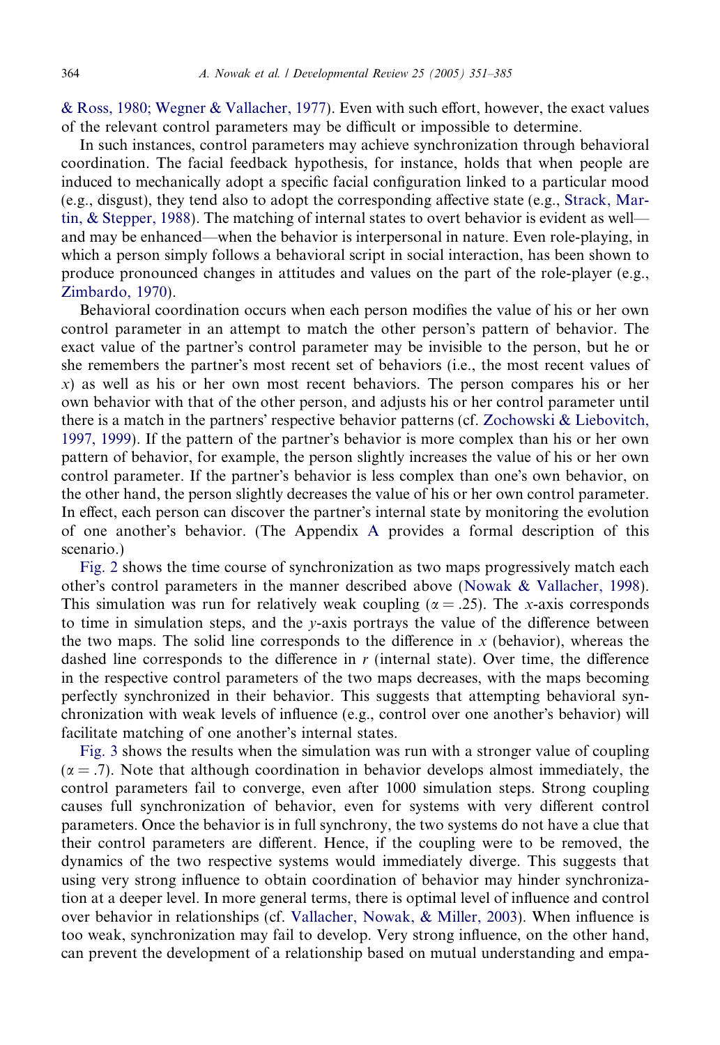& Ross, 1980; Wegner & Vallacher, 1977). Even with such effort, however, the exact values of the relevant control parameters may be difficult or impossible to determine.

In such instances, control parameters may achieve synchronization through behavioral coordination. The facial feedback hypothesis, for instance, holds that when people are induced to mechanically adopt a specific facial configuration linked to a particular mood (e.g., disgust), they tend also to adopt the corresponding affective state (e.g., Strack, Martin, & Stepper, 1988). The matching of internal states to overt behavior is evident as well—and may be enhanced—when the behavior is interpersonal in nature. Even role-playing, in which a person simply follows a behavioral script in social interaction, has been shown to produce pronounced changes in attitudes and values on the part of the role-player (e.g., Zimbardo, 1970).

Behavioral coordination occurs when each person modifies the value of his or her own control parameter in an attempt to match the other person's pattern of behavior. The exact value of the partner's control parameter may be invisible to the person, but he or she remembers the partner's most recent set of behaviors (i.e., the most recent values of $x$) as well as his or her own most recent behaviors. The person compares his or her own behavior with that of the other person, and adjusts his or her control parameter until there is a match in the partners' respective behavior patterns (cf. Zochowski & Liebovitch, 1997, 1999). If the pattern of the partner's behavior is more complex than his or her own pattern of behavior, for example, the person slightly increases the value of his or her own control parameter. If the partner's behavior is less complex than one's own behavior, on the other hand, the person slightly decreases the value of his or her own control parameter. In effect, each person can discover the partner's internal state by monitoring the evolution of one another's behavior. (The Appendix A provides a formal description of this scenario.)

Fig. 2 shows the time course of synchronization as two maps progressively match each other's control parameters in the manner described above (Nowak & Vallacher, 1998). This simulation was run for relatively weak coupling ($\alpha = .25$). The $x$-axis corresponds to time in simulation steps, and the $y$-axis portrays the value of the difference between the two maps. The solid line corresponds to the difference in $x$ (behavior), whereas the dashed line corresponds to the difference in $r$ (internal state). Over time, the difference in the respective control parameters of the two maps decreases, with the maps becoming perfectly synchronized in their behavior. This suggests that attempting behavioral synchronization with weak levels of influence (e.g., control over one another's behavior) will facilitate matching of one another's internal states.

Fig. 3 shows the results when the simulation was run with a stronger value of coupling ($\alpha = .7$). Note that although coordination in behavior develops almost immediately, the control parameters fail to converge, even after 1000 simulation steps. Strong coupling causes full synchronization of behavior, even for systems with very different control parameters. Once the behavior is in full synchrony, the two systems do not have a clue that their control parameters are different. Hence, if the coupling were to be removed, the dynamics of the two respective systems would immediately diverge. This suggests that using very strong influence to obtain coordination of behavior may hinder synchronization at a deeper level. In more general terms, there is optimal level of influence and control over behavior in relationships (cf. Vallacher, Nowak, & Miller, 2003). When influence is too weak, synchronization may fail to develop. Very strong influence, on the other hand, can prevent the development of a relationship based on mutual understanding and empa-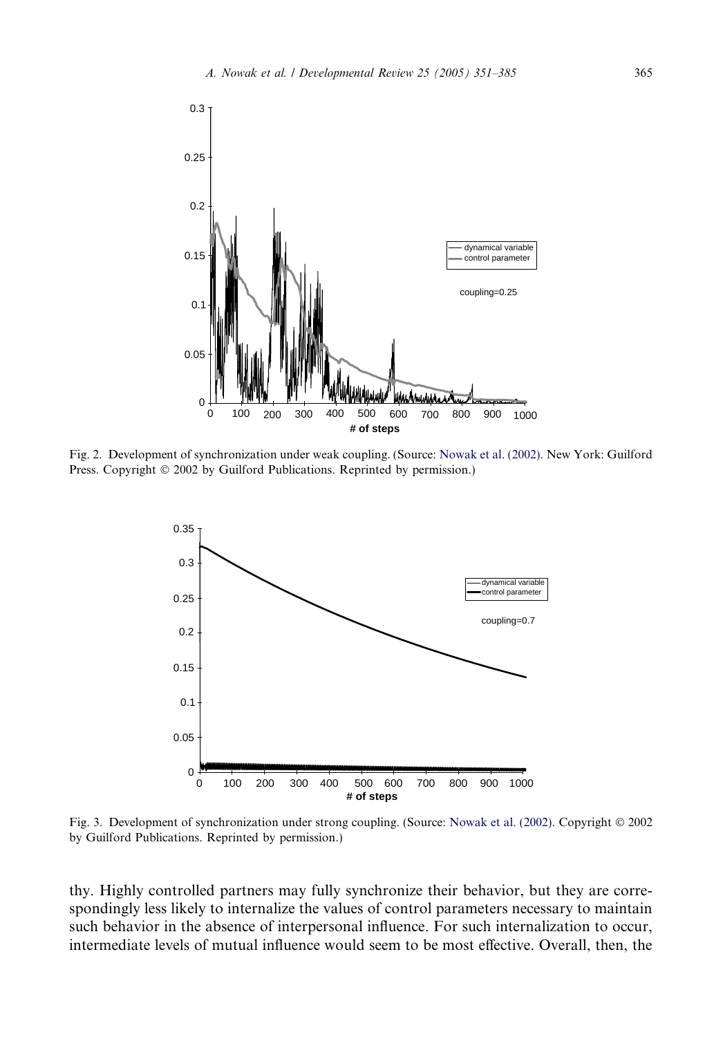Fig. 2. Development of synchronization under weak coupling. (Source: Nowak et al. (2002). New York: Guilford Press. Copyright © 2002 by Guilford Publications. Reprinted by permission.)

Fig. 3. Development of synchronization under strong coupling. (Source: Nowak et al. (2002). Copyright © 2002 by Guilford Publications. Reprinted by permission.)

thy. Highly controlled partners may fully synchronize their behavior, but they are correspondingly less likely to internalize the values of control parameters necessary to maintain such behavior in the absence of interpersonal influence. For such internalization to occur, intermediate levels of mutual influence would seem to be most effective. Overall, then, the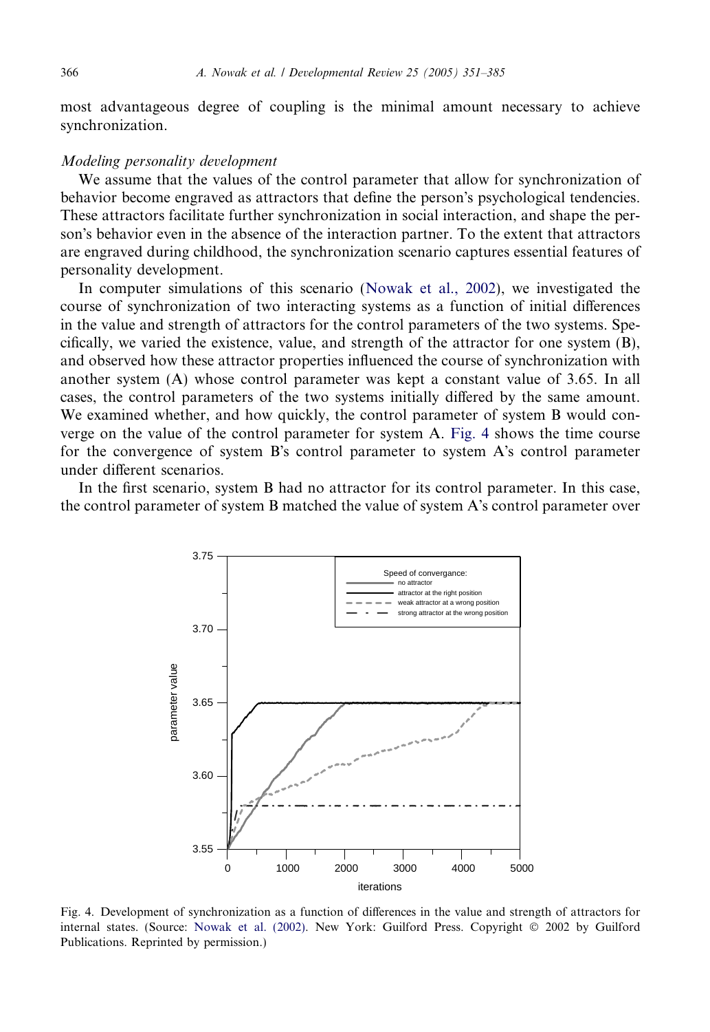most advantageous degree of coupling is the minimal amount necessary to achieve synchronization.

*Modeling personality development*

We assume that the values of the control parameter that allow for synchronization of behavior become engraved as attractors that define the person's psychological tendencies. These attractors facilitate further synchronization in social interaction, and shape the person's behavior even in the absence of the interaction partner. To the extent that attractors are engraved during childhood, the synchronization scenario captures essential features of personality development.

In computer simulations of this scenario (Nowak et al., 2002), we investigated the course of synchronization of two interacting systems as a function of initial differences in the value and strength of attractors for the control parameters of the two systems. Specifically, we varied the existence, value, and strength of the attractor for one system (B), and observed how these attractor properties influenced the course of synchronization with another system (A) whose control parameter was kept a constant value of 3.65. In all cases, the control parameters of the two systems initially differed by the same amount. We examined whether, and how quickly, the control parameter of system B would converge on the value of the control parameter for system A. Fig. 4 shows the time course for the convergence of system B's control parameter to system A's control parameter under different scenarios.

In the first scenario, system B had no attractor for its control parameter. In this case, the control parameter of system B matched the value of system A's control parameter over

Fig. 4. Development of synchronization as a function of differences in the value and strength of attractors for internal states. (Source: Nowak et al. (2002). New York: Guilford Press. Copyright © 2002 by Guilford Publications. Reprinted by permission.)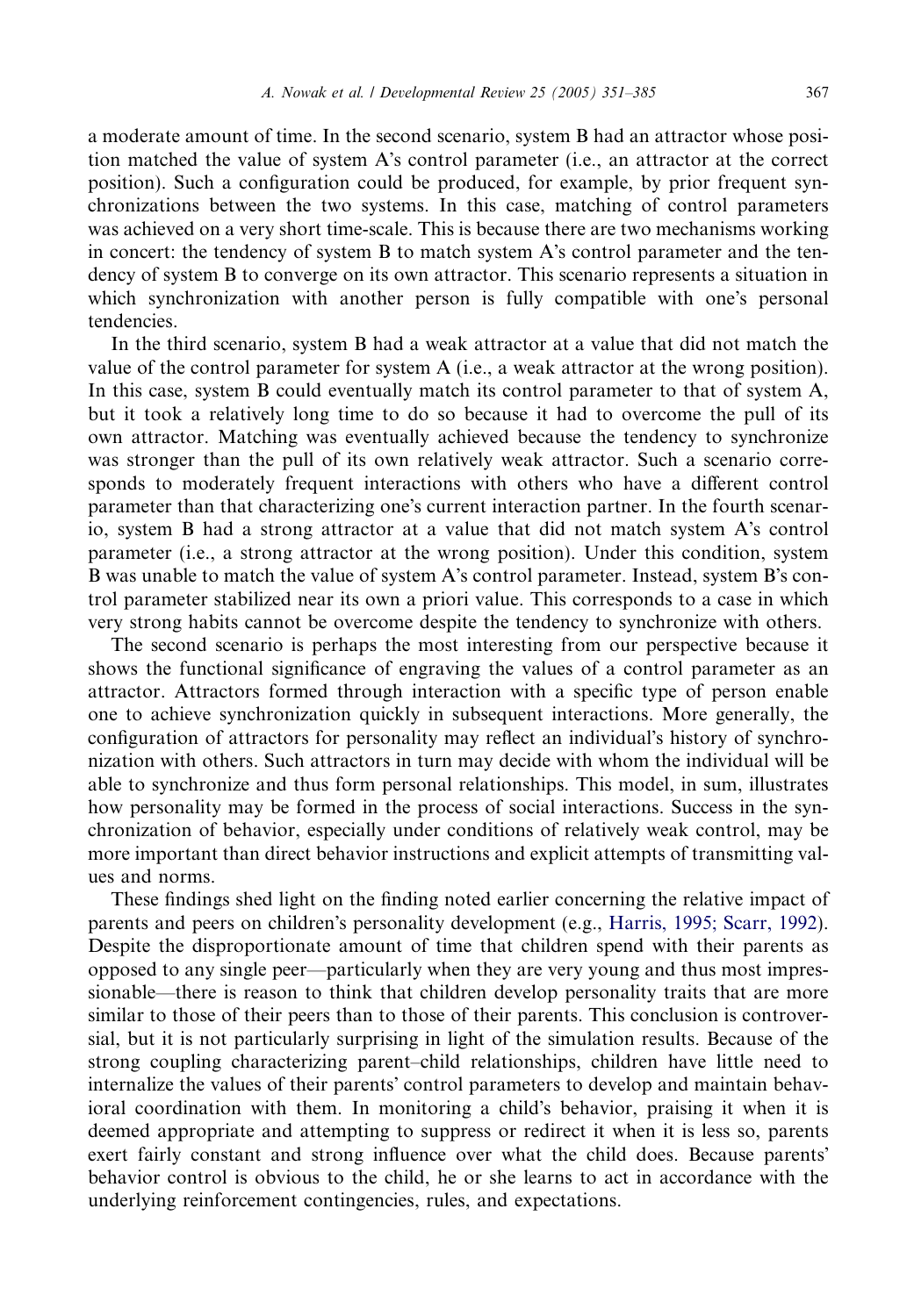a moderate amount of time. In the second scenario, system B had an attractor whose position matched the value of system A's control parameter (i.e., an attractor at the correct position). Such a configuration could be produced, for example, by prior frequent synchronizations between the two systems. In this case, matching of control parameters was achieved on a very short time-scale. This is because there are two mechanisms working in concert: the tendency of system B to match system A's control parameter and the tendency of system B to converge on its own attractor. This scenario represents a situation in which synchronization with another person is fully compatible with one's personal tendencies.

In the third scenario, system B had a weak attractor at a value that did not match the value of the control parameter for system A (i.e., a weak attractor at the wrong position). In this case, system B could eventually match its control parameter to that of system A, but it took a relatively long time to do so because it had to overcome the pull of its own attractor. Matching was eventually achieved because the tendency to synchronize was stronger than the pull of its own relatively weak attractor. Such a scenario corresponds to moderately frequent interactions with others who have a different control parameter than that characterizing one's current interaction partner. In the fourth scenario, system B had a strong attractor at a value that did not match system A's control parameter (i.e., a strong attractor at the wrong position). Under this condition, system B was unable to match the value of system A's control parameter. Instead, system B's control parameter stabilized near its own a priori value. This corresponds to a case in which very strong habits cannot be overcome despite the tendency to synchronize with others.

The second scenario is perhaps the most interesting from our perspective because it shows the functional significance of engraving the values of a control parameter as an attractor. Attractors formed through interaction with a specific type of person enable one to achieve synchronization quickly in subsequent interactions. More generally, the configuration of attractors for personality may reflect an individual's history of synchronization with others. Such attractors in turn may decide with whom the individual will be able to synchronize and thus form personal relationships. This model, in sum, illustrates how personality may be formed in the process of social interactions. Success in the synchronization of behavior, especially under conditions of relatively weak control, may be more important than direct behavior instructions and explicit attempts of transmitting values and norms.

These findings shed light on the finding noted earlier concerning the relative impact of parents and peers on children's personality development (e.g., Harris, 1995; Scarr, 1992). Despite the disproportionate amount of time that children spend with their parents as opposed to any single peer—particularly when they are very young and thus most impressionable—there is reason to think that children develop personality traits that are more similar to those of their peers than to those of their parents. This conclusion is controversial, but it is not particularly surprising in light of the simulation results. Because of the strong coupling characterizing parent–child relationships, children have little need to internalize the values of their parents' control parameters to develop and maintain behavioral coordination with them. In monitoring a child's behavior, praising it when it is deemed appropriate and attempting to suppress or redirect it when it is less so, parents exert fairly constant and strong influence over what the child does. Because parents' behavior control is obvious to the child, he or she learns to act in accordance with the underlying reinforcement contingencies, rules, and expectations.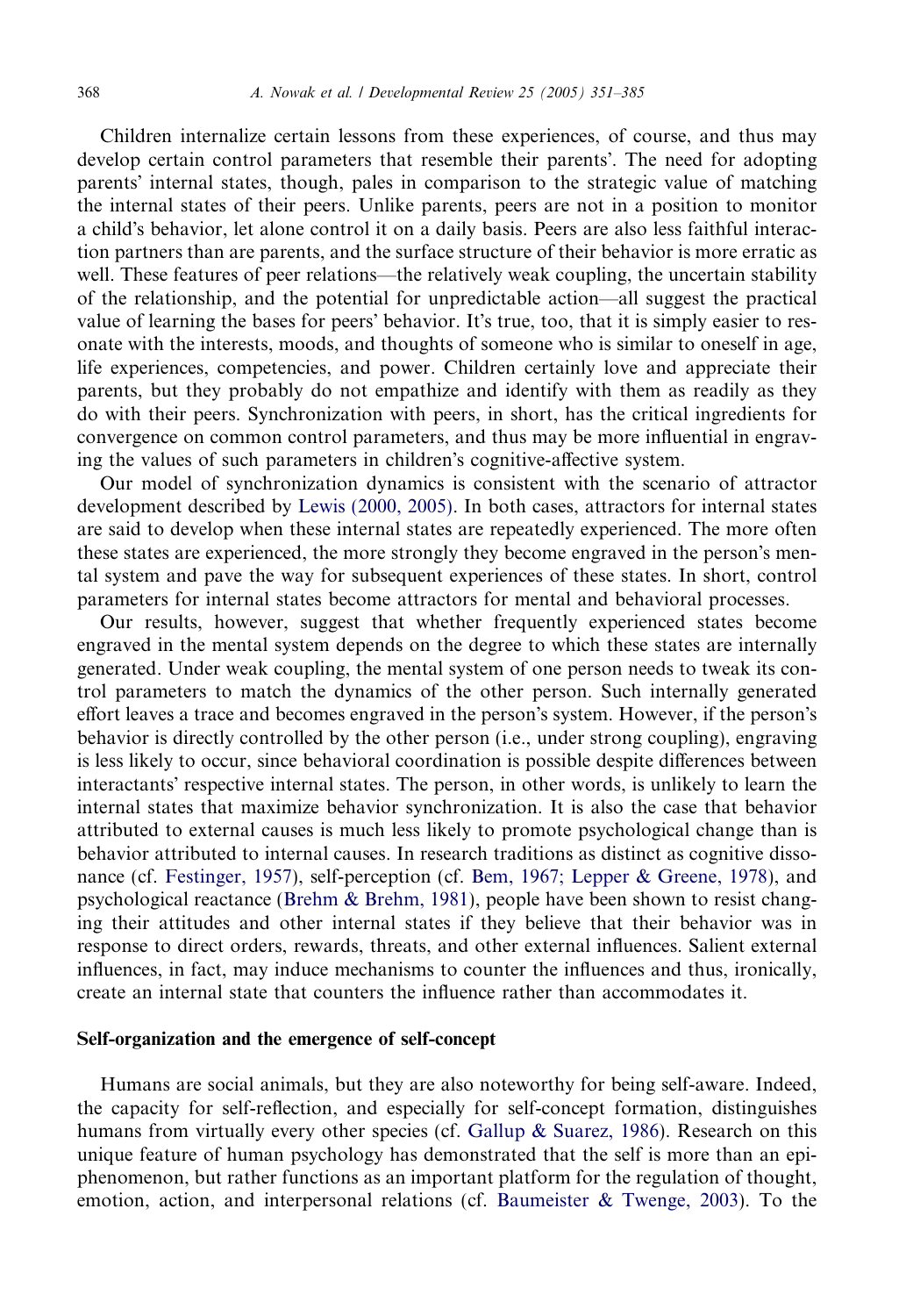Children internalize certain lessons from these experiences, of course, and thus may develop certain control parameters that resemble their parents'. The need for adopting parents' internal states, though, pales in comparison to the strategic value of matching the internal states of their peers. Unlike parents, peers are not in a position to monitor a child's behavior, let alone control it on a daily basis. Peers are also less faithful interaction partners than are parents, and the surface structure of their behavior is more erratic as well. These features of peer relations—the relatively weak coupling, the uncertain stability of the relationship, and the potential for unpredictable action—all suggest the practical value of learning the bases for peers' behavior. It's true, too, that it is simply easier to resonate with the interests, moods, and thoughts of someone who is similar to oneself in age, life experiences, competencies, and power. Children certainly love and appreciate their parents, but they probably do not empathize and identify with them as readily as they do with their peers. Synchronization with peers, in short, has the critical ingredients for convergence on common control parameters, and thus may be more influential in engraving the values of such parameters in children's cognitive-affective system.

Our model of synchronization dynamics is consistent with the scenario of attractor development described by Lewis (2000, 2005). In both cases, attractors for internal states are said to develop when these internal states are repeatedly experienced. The more often these states are experienced, the more strongly they become engraved in the person's mental system and pave the way for subsequent experiences of these states. In short, control parameters for internal states become attractors for mental and behavioral processes.

Our results, however, suggest that whether frequently experienced states become engraved in the mental system depends on the degree to which these states are internally generated. Under weak coupling, the mental system of one person needs to tweak its control parameters to match the dynamics of the other person. Such internally generated effort leaves a trace and becomes engraved in the person's system. However, if the person's behavior is directly controlled by the other person (i.e., under strong coupling), engraving is less likely to occur, since behavioral coordination is possible despite differences between interactants' respective internal states. The person, in other words, is unlikely to learn the internal states that maximize behavior synchronization. It is also the case that behavior attributed to external causes is much less likely to promote psychological change than is behavior attributed to internal causes. In research traditions as distinct as cognitive dissonance (cf. Festinger, 1957), self-perception (cf. Bem, 1967; Lepper & Greene, 1978), and psychological reactance (Brehm & Brehm, 1981), people have been shown to resist changing their attitudes and other internal states if they believe that their behavior was in response to direct orders, rewards, threats, and other external influences. Salient external influences, in fact, may induce mechanisms to counter the influences and thus, ironically, create an internal state that counters the influence rather than accommodates it.

## Self-organization and the emergence of self-concept

Humans are social animals, but they are also noteworthy for being self-aware. Indeed, the capacity for self-reflection, and especially for self-concept formation, distinguishes humans from virtually every other species (cf. Gallup & Suarez, 1986). Research on this unique feature of human psychology has demonstrated that the self is more than an epiphenomenon, but rather functions as an important platform for the regulation of thought, emotion, action, and interpersonal relations (cf. Baumeister & Twenge, 2003). To the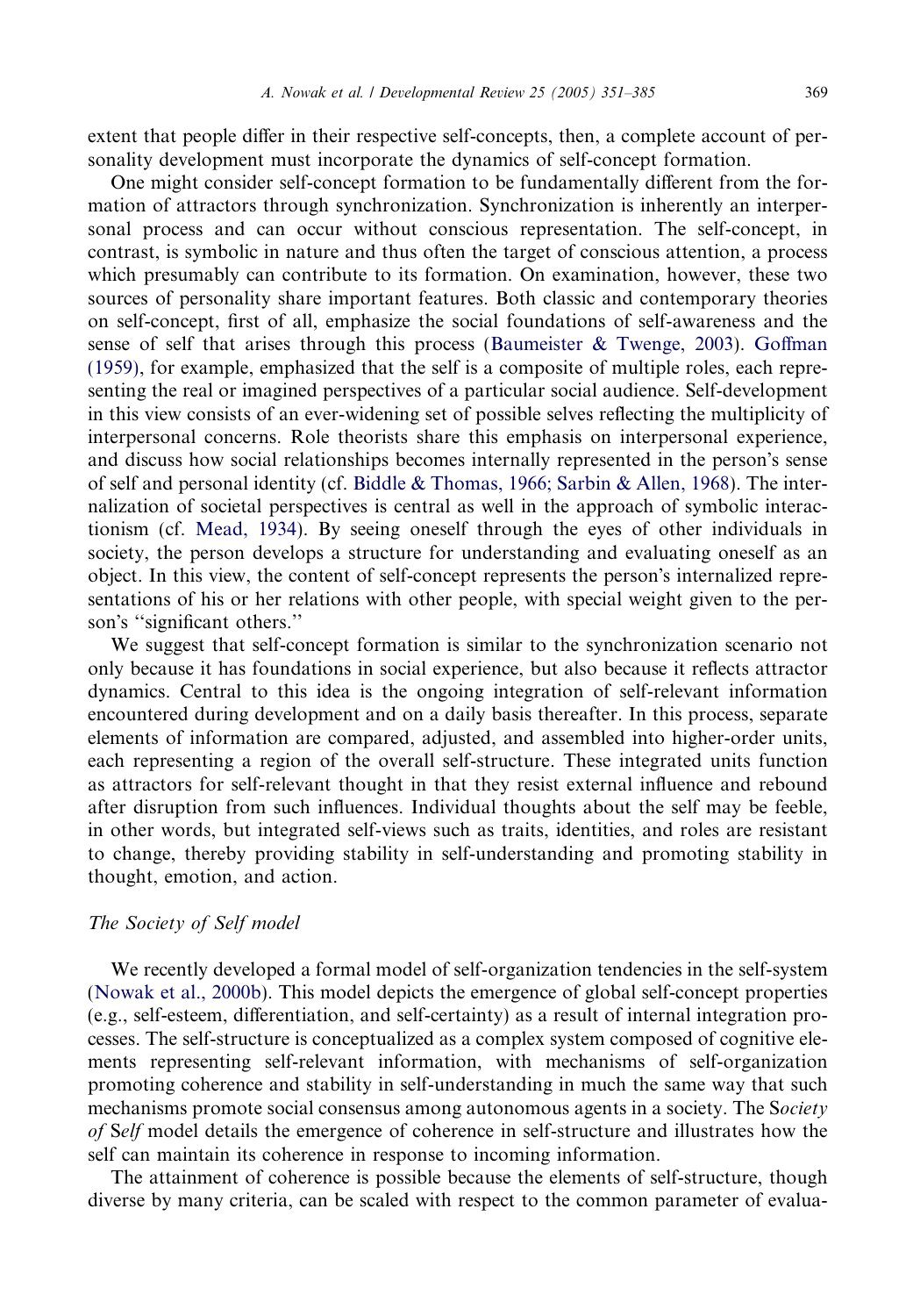extent that people differ in their respective self-concepts, then, a complete account of personality development must incorporate the dynamics of self-concept formation.

One might consider self-concept formation to be fundamentally different from the formation of attractors through synchronization. Synchronization is inherently an interpersonal process and can occur without conscious representation. The self-concept, in contrast, is symbolic in nature and thus often the target of conscious attention, a process which presumably can contribute to its formation. On examination, however, these two sources of personality share important features. Both classic and contemporary theories on self-concept, first of all, emphasize the social foundations of self-awareness and the sense of self that arises through this process (Baumeister & Twenge, 2003). Goffman (1959), for example, emphasized that the self is a composite of multiple roles, each representing the real or imagined perspectives of a particular social audience. Self-development in this view consists of an ever-widening set of possible selves reflecting the multiplicity of interpersonal concerns. Role theorists share this emphasis on interpersonal experience, and discuss how social relationships becomes internally represented in the person's sense of self and personal identity (cf. Biddle & Thomas, 1966; Sarbin & Allen, 1968). The internalization of societal perspectives is central as well in the approach of symbolic interactionism (cf. Mead, 1934). By seeing oneself through the eyes of other individuals in society, the person develops a structure for understanding and evaluating oneself as an object. In this view, the content of self-concept represents the person's internalized representations of his or her relations with other people, with special weight given to the person's "significant others."

We suggest that self-concept formation is similar to the synchronization scenario not only because it has foundations in social experience, but also because it reflects attractor dynamics. Central to this idea is the ongoing integration of self-relevant information encountered during development and on a daily basis thereafter. In this process, separate elements of information are compared, adjusted, and assembled into higher-order units, each representing a region of the overall self-structure. These integrated units function as attractors for self-relevant thought in that they resist external influence and rebound after disruption from such influences. Individual thoughts about the self may be feeble, in other words, but integrated self-views such as traits, identities, and roles are resistant to change, thereby providing stability in self-understanding and promoting stability in thought, emotion, and action.

### *The Society of Self model*

We recently developed a formal model of self-organization tendencies in the self-system (Nowak et al., 2000b). This model depicts the emergence of global self-concept properties (e.g., self-esteem, differentiation, and self-certainty) as a result of internal integration processes. The self-structure is conceptualized as a complex system composed of cognitive elements representing self-relevant information, with mechanisms of self-organization promoting coherence and stability in self-understanding in much the same way that such mechanisms promote social consensus among autonomous agents in a society. The S*ociety of* S*elf* model details the emergence of coherence in self-structure and illustrates how the self can maintain its coherence in response to incoming information.

The attainment of coherence is possible because the elements of self-structure, though diverse by many criteria, can be scaled with respect to the common parameter of evalua-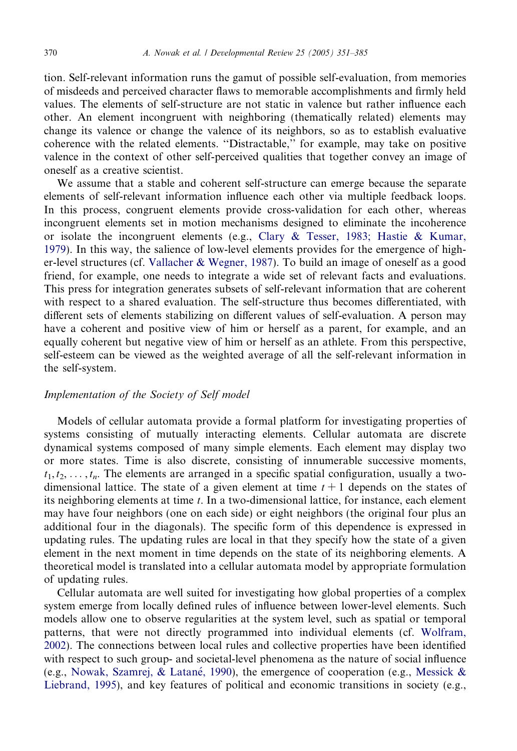tion. Self-relevant information runs the gamut of possible self-evaluation, from memories of misdeeds and perceived character flaws to memorable accomplishments and firmly held values. The elements of self-structure are not static in valence but rather influence each other. An element incongruent with neighboring (thematically related) elements may change its valence or change the valence of its neighbors, so as to establish evaluative coherence with the related elements. "Distractable," for example, may take on positive valence in the context of other self-perceived qualities that together convey an image of oneself as a creative scientist.

We assume that a stable and coherent self-structure can emerge because the separate elements of self-relevant information influence each other via multiple feedback loops. In this process, congruent elements provide cross-validation for each other, whereas incongruent elements set in motion mechanisms designed to eliminate the incoherence or isolate the incongruent elements (e.g., Clary & Tesser, 1983; Hastie & Kumar, 1979). In this way, the salience of low-level elements provides for the emergence of higher-level structures (cf. Vallacher & Wegner, 1987). To build an image of oneself as a good friend, for example, one needs to integrate a wide set of relevant facts and evaluations. This press for integration generates subsets of self-relevant information that are coherent with respect to a shared evaluation. The self-structure thus becomes differentiated, with different sets of elements stabilizing on different values of self-evaluation. A person may have a coherent and positive view of him or herself as a parent, for example, and an equally coherent but negative view of him or herself as an athlete. From this perspective, self-esteem can be viewed as the weighted average of all the self-relevant information in the self-system.

### *Implementation of the Society of Self model*

Models of cellular automata provide a formal platform for investigating properties of systems consisting of mutually interacting elements. Cellular automata are discrete dynamical systems composed of many simple elements. Each element may display two or more states. Time is also discrete, consisting of innumerable successive moments, $t_1, t_2, \ldots, t_n$. The elements are arranged in a specific spatial configuration, usually a two-dimensional lattice. The state of a given element at time $t + 1$ depends on the states of its neighboring elements at time $t$. In a two-dimensional lattice, for instance, each element may have four neighbors (one on each side) or eight neighbors (the original four plus an additional four in the diagonals). The specific form of this dependence is expressed in updating rules. The updating rules are local in that they specify how the state of a given element in the next moment in time depends on the state of its neighboring elements. A theoretical model is translated into a cellular automata model by appropriate formulation of updating rules.

Cellular automata are well suited for investigating how global properties of a complex system emerge from locally defined rules of influence between lower-level elements. Such models allow one to observe regularities at the system level, such as spatial or temporal patterns, that were not directly programmed into individual elements (cf. Wolfram, 2002). The connections between local rules and collective properties have been identified with respect to such group- and societal-level phenomena as the nature of social influence (e.g., Nowak, Szamrej, & Latané, 1990), the emergence of cooperation (e.g., Messick & Liebrand, 1995), and key features of political and economic transitions in society (e.g.,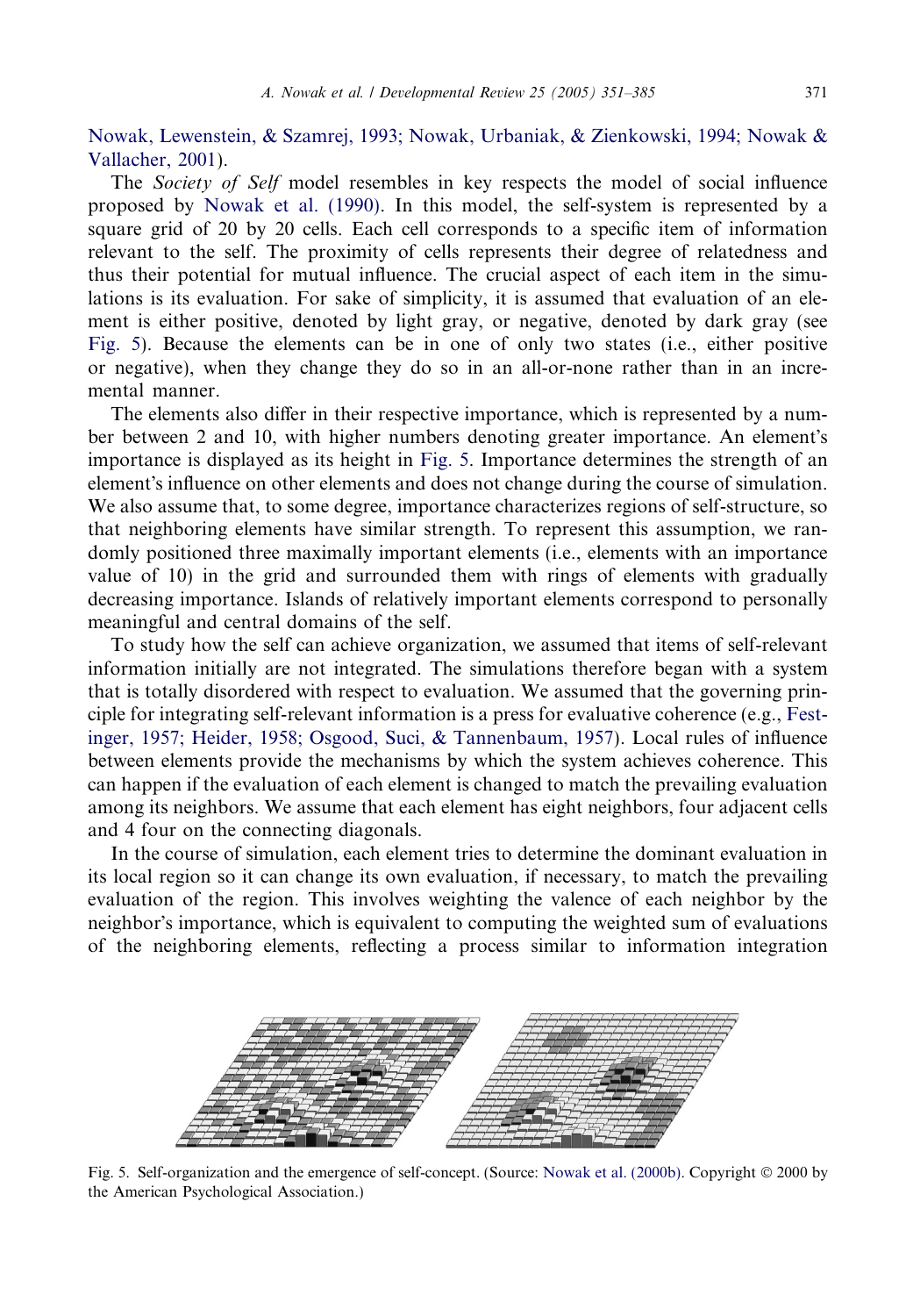Nowak, Lewenstein, & Szamrej, 1993; Nowak, Urbaniak, & Zienkowski, 1994; Nowak & Vallacher, 2001).

The *Society of Self* model resembles in key respects the model of social influence proposed by Nowak et al. (1990). In this model, the self-system is represented by a square grid of 20 by 20 cells. Each cell corresponds to a specific item of information relevant to the self. The proximity of cells represents their degree of relatedness and thus their potential for mutual influence. The crucial aspect of each item in the simulations is its evaluation. For sake of simplicity, it is assumed that evaluation of an element is either positive, denoted by light gray, or negative, denoted by dark gray (see Fig. 5). Because the elements can be in one of only two states (i.e., either positive or negative), when they change they do so in an all-or-none rather than in an incremental manner.

The elements also differ in their respective importance, which is represented by a number between 2 and 10, with higher numbers denoting greater importance. An element's importance is displayed as its height in Fig. 5. Importance determines the strength of an element's influence on other elements and does not change during the course of simulation. We also assume that, to some degree, importance characterizes regions of self-structure, so that neighboring elements have similar strength. To represent this assumption, we randomly positioned three maximally important elements (i.e., elements with an importance value of 10) in the grid and surrounded them with rings of elements with gradually decreasing importance. Islands of relatively important elements correspond to personally meaningful and central domains of the self.

To study how the self can achieve organization, we assumed that items of self-relevant information initially are not integrated. The simulations therefore began with a system that is totally disordered with respect to evaluation. We assumed that the governing principle for integrating self-relevant information is a press for evaluative coherence (e.g., Festinger, 1957; Heider, 1958; Osgood, Suci, & Tannenbaum, 1957). Local rules of influence between elements provide the mechanisms by which the system achieves coherence. This can happen if the evaluation of each element is changed to match the prevailing evaluation among its neighbors. We assume that each element has eight neighbors, four adjacent cells and 4 four on the connecting diagonals.

In the course of simulation, each element tries to determine the dominant evaluation in its local region so it can change its own evaluation, if necessary, to match the prevailing evaluation of the region. This involves weighting the valence of each neighbor by the neighbor's importance, which is equivalent to computing the weighted sum of evaluations of the neighboring elements, reflecting a process similar to information integration

Fig. 5. Self-organization and the emergence of self-concept. (Source: Nowak et al. (2000b). Copyright © 2000 by the American Psychological Association.)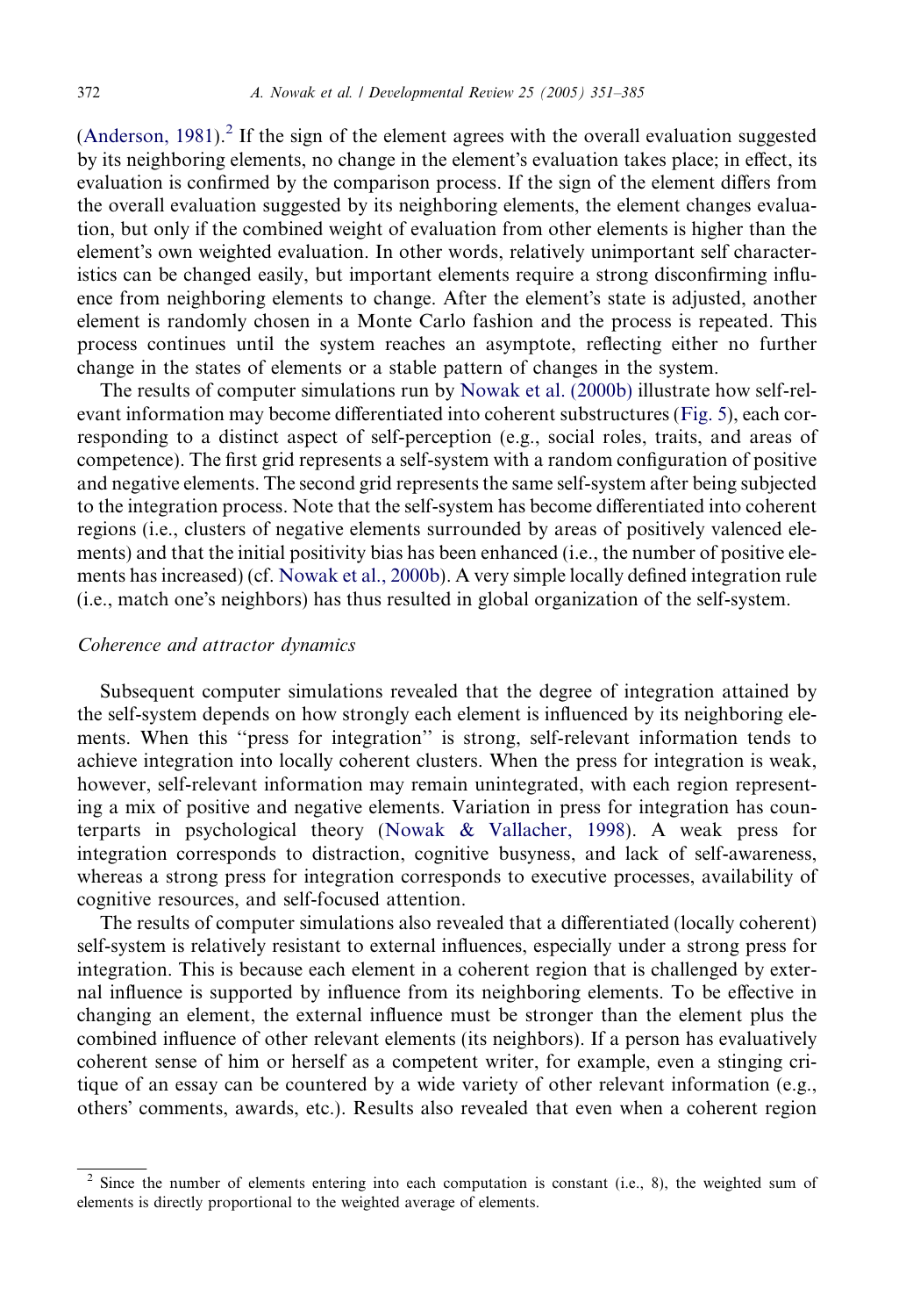(Anderson, 1981).[2] If the sign of the element agrees with the overall evaluation suggested by its neighboring elements, no change in the element's evaluation takes place; in effect, its evaluation is confirmed by the comparison process. If the sign of the element differs from the overall evaluation suggested by its neighboring elements, the element changes evaluation, but only if the combined weight of evaluation from other elements is higher than the element's own weighted evaluation. In other words, relatively unimportant self characteristics can be changed easily, but important elements require a strong disconfirming influence from neighboring elements to change. After the element's state is adjusted, another element is randomly chosen in a Monte Carlo fashion and the process is repeated. This process continues until the system reaches an asymptote, reflecting either no further change in the states of elements or a stable pattern of changes in the system.

The results of computer simulations run by Nowak et al. (2000b) illustrate how self-relevant information may become differentiated into coherent substructures (Fig. 5), each corresponding to a distinct aspect of self-perception (e.g., social roles, traits, and areas of competence). The first grid represents a self-system with a random configuration of positive and negative elements. The second grid represents the same self-system after being subjected to the integration process. Note that the self-system has become differentiated into coherent regions (i.e., clusters of negative elements surrounded by areas of positively valenced elements) and that the initial positivity bias has been enhanced (i.e., the number of positive elements has increased) (cf. Nowak et al., 2000b). A very simple locally defined integration rule (i.e., match one's neighbors) has thus resulted in global organization of the self-system.

### *Coherence and attractor dynamics*

Subsequent computer simulations revealed that the degree of integration attained by the self-system depends on how strongly each element is influenced by its neighboring elements. When this "press for integration" is strong, self-relevant information tends to achieve integration into locally coherent clusters. When the press for integration is weak, however, self-relevant information may remain unintegrated, with each region representing a mix of positive and negative elements. Variation in press for integration has counterparts in psychological theory (Nowak & Vallacher, 1998). A weak press for integration corresponds to distraction, cognitive busyness, and lack of self-awareness, whereas a strong press for integration corresponds to executive processes, availability of cognitive resources, and self-focused attention.

The results of computer simulations also revealed that a differentiated (locally coherent) self-system is relatively resistant to external influences, especially under a strong press for integration. This is because each element in a coherent region that is challenged by external influence is supported by influence from its neighboring elements. To be effective in changing an element, the external influence must be stronger than the element plus the combined influence of other relevant elements (its neighbors). If a person has evaluatively coherent sense of him or herself as a competent writer, for example, even a stinging critique of an essay can be countered by a wide variety of other relevant information (e.g., others' comments, awards, etc.). Results also revealed that even when a coherent region

[2] Since the number of elements entering into each computation is constant (i.e., 8), the weighted sum of elements is directly proportional to the weighted average of elements.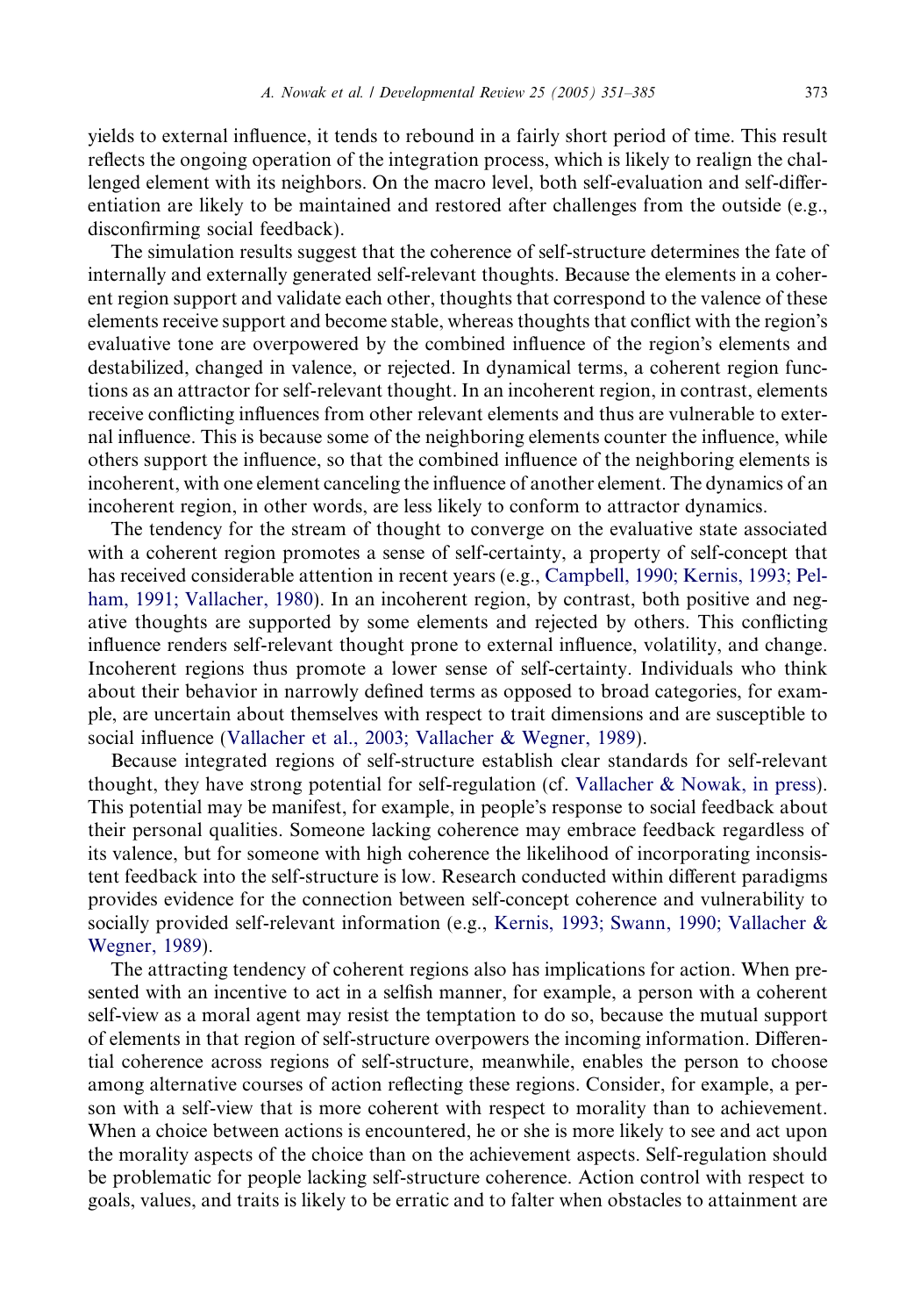yields to external influence, it tends to rebound in a fairly short period of time. This result reflects the ongoing operation of the integration process, which is likely to realign the challenged element with its neighbors. On the macro level, both self-evaluation and self-differentiation are likely to be maintained and restored after challenges from the outside (e.g., disconfirming social feedback).

The simulation results suggest that the coherence of self-structure determines the fate of internally and externally generated self-relevant thoughts. Because the elements in a coherent region support and validate each other, thoughts that correspond to the valence of these elements receive support and become stable, whereas thoughts that conflict with the region's evaluative tone are overpowered by the combined influence of the region's elements and destabilized, changed in valence, or rejected. In dynamical terms, a coherent region functions as an attractor for self-relevant thought. In an incoherent region, in contrast, elements receive conflicting influences from other relevant elements and thus are vulnerable to external influence. This is because some of the neighboring elements counter the influence, while others support the influence, so that the combined influence of the neighboring elements is incoherent, with one element canceling the influence of another element. The dynamics of an incoherent region, in other words, are less likely to conform to attractor dynamics.

The tendency for the stream of thought to converge on the evaluative state associated with a coherent region promotes a sense of self-certainty, a property of self-concept that has received considerable attention in recent years (e.g., Campbell, 1990; Kernis, 1993; Pelham, 1991; Vallacher, 1980). In an incoherent region, by contrast, both positive and negative thoughts are supported by some elements and rejected by others. This conflicting influence renders self-relevant thought prone to external influence, volatility, and change. Incoherent regions thus promote a lower sense of self-certainty. Individuals who think about their behavior in narrowly defined terms as opposed to broad categories, for example, are uncertain about themselves with respect to trait dimensions and are susceptible to social influence (Vallacher et al., 2003; Vallacher & Wegner, 1989).

Because integrated regions of self-structure establish clear standards for self-relevant thought, they have strong potential for self-regulation (cf. Vallacher & Nowak, in press). This potential may be manifest, for example, in people's response to social feedback about their personal qualities. Someone lacking coherence may embrace feedback regardless of its valence, but for someone with high coherence the likelihood of incorporating inconsistent feedback into the self-structure is low. Research conducted within different paradigms provides evidence for the connection between self-concept coherence and vulnerability to socially provided self-relevant information (e.g., Kernis, 1993; Swann, 1990; Vallacher & Wegner, 1989).

The attracting tendency of coherent regions also has implications for action. When presented with an incentive to act in a selfish manner, for example, a person with a coherent self-view as a moral agent may resist the temptation to do so, because the mutual support of elements in that region of self-structure overpowers the incoming information. Differential coherence across regions of self-structure, meanwhile, enables the person to choose among alternative courses of action reflecting these regions. Consider, for example, a person with a self-view that is more coherent with respect to morality than to achievement. When a choice between actions is encountered, he or she is more likely to see and act upon the morality aspects of the choice than on the achievement aspects. Self-regulation should be problematic for people lacking self-structure coherence. Action control with respect to goals, values, and traits is likely to be erratic and to falter when obstacles to attainment are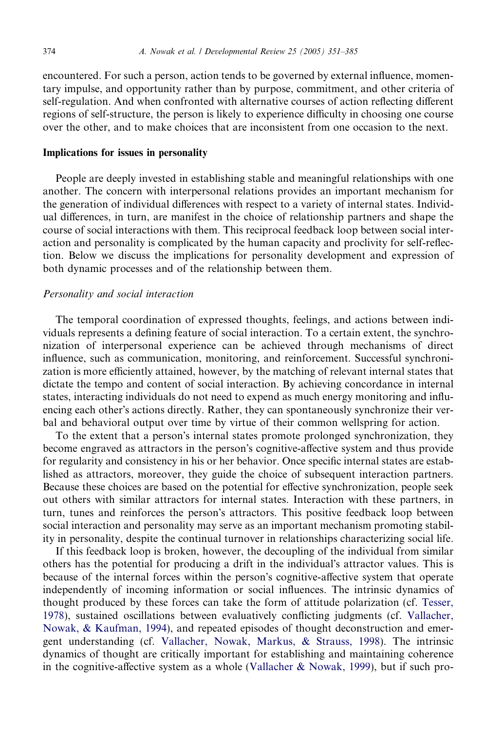encountered. For such a person, action tends to be governed by external influence, momentary impulse, and opportunity rather than by purpose, commitment, and other criteria of self-regulation. And when confronted with alternative courses of action reflecting different regions of self-structure, the person is likely to experience difficulty in choosing one course over the other, and to make choices that are inconsistent from one occasion to the next.

## Implications for issues in personality

People are deeply invested in establishing stable and meaningful relationships with one another. The concern with interpersonal relations provides an important mechanism for the generation of individual differences with respect to a variety of internal states. Individual differences, in turn, are manifest in the choice of relationship partners and shape the course of social interactions with them. This reciprocal feedback loop between social interaction and personality is complicated by the human capacity and proclivity for self-reflection. Below we discuss the implications for personality development and expression of both dynamic processes and of the relationship between them.

### *Personality and social interaction*

The temporal coordination of expressed thoughts, feelings, and actions between individuals represents a defining feature of social interaction. To a certain extent, the synchronization of interpersonal experience can be achieved through mechanisms of direct influence, such as communication, monitoring, and reinforcement. Successful synchronization is more efficiently attained, however, by the matching of relevant internal states that dictate the tempo and content of social interaction. By achieving concordance in internal states, interacting individuals do not need to expend as much energy monitoring and influencing each other's actions directly. Rather, they can spontaneously synchronize their verbal and behavioral output over time by virtue of their common wellspring for action.

To the extent that a person's internal states promote prolonged synchronization, they become engraved as attractors in the person's cognitive-affective system and thus provide for regularity and consistency in his or her behavior. Once specific internal states are established as attractors, moreover, they guide the choice of subsequent interaction partners. Because these choices are based on the potential for effective synchronization, people seek out others with similar attractors for internal states. Interaction with these partners, in turn, tunes and reinforces the person's attractors. This positive feedback loop between social interaction and personality may serve as an important mechanism promoting stability in personality, despite the continual turnover in relationships characterizing social life.

If this feedback loop is broken, however, the decoupling of the individual from similar others has the potential for producing a drift in the individual's attractor values. This is because of the internal forces within the person's cognitive-affective system that operate independently of incoming information or social influences. The intrinsic dynamics of thought produced by these forces can take the form of attitude polarization (cf. Tesser, 1978), sustained oscillations between evaluatively conflicting judgments (cf. Vallacher, Nowak, & Kaufman, 1994), and repeated episodes of thought deconstruction and emergent understanding (cf. Vallacher, Nowak, Markus, & Strauss, 1998). The intrinsic dynamics of thought are critically important for establishing and maintaining coherence in the cognitive-affective system as a whole (Vallacher & Nowak, 1999), but if such pro-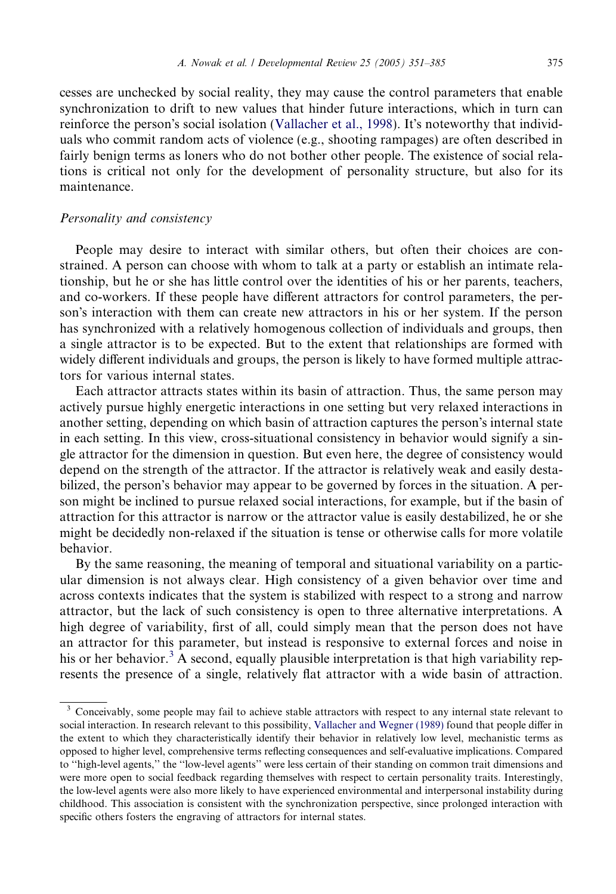cesses are unchecked by social reality, they may cause the control parameters that enable synchronization to drift to new values that hinder future interactions, which in turn can reinforce the person's social isolation (Vallacher et al., 1998). It's noteworthy that individuals who commit random acts of violence (e.g., shooting rampages) are often described in fairly benign terms as loners who do not bother other people. The existence of social relations is critical not only for the development of personality structure, but also for its maintenance.

### *Personality and consistency*

People may desire to interact with similar others, but often their choices are constrained. A person can choose with whom to talk at a party or establish an intimate relationship, but he or she has little control over the identities of his or her parents, teachers, and co-workers. If these people have different attractors for control parameters, the person's interaction with them can create new attractors in his or her system. If the person has synchronized with a relatively homogenous collection of individuals and groups, then a single attractor is to be expected. But to the extent that relationships are formed with widely different individuals and groups, the person is likely to have formed multiple attractors for various internal states.

Each attractor attracts states within its basin of attraction. Thus, the same person may actively pursue highly energetic interactions in one setting but very relaxed interactions in another setting, depending on which basin of attraction captures the person's internal state in each setting. In this view, cross-situational consistency in behavior would signify a single attractor for the dimension in question. But even here, the degree of consistency would depend on the strength of the attractor. If the attractor is relatively weak and easily destabilized, the person's behavior may appear to be governed by forces in the situation. A person might be inclined to pursue relaxed social interactions, for example, but if the basin of attraction for this attractor is narrow or the attractor value is easily destabilized, he or she might be decidedly non-relaxed if the situation is tense or otherwise calls for more volatile behavior.

By the same reasoning, the meaning of temporal and situational variability on a particular dimension is not always clear. High consistency of a given behavior over time and across contexts indicates that the system is stabilized with respect to a strong and narrow attractor, but the lack of such consistency is open to three alternative interpretations. A high degree of variability, first of all, could simply mean that the person does not have an attractor for this parameter, but instead is responsive to external forces and noise in his or her behavior.[3] A second, equally plausible interpretation is that high variability represents the presence of a single, relatively flat attractor with a wide basin of attraction.

[3] Conceivably, some people may fail to achieve stable attractors with respect to any internal state relevant to social interaction. In research relevant to this possibility, Vallacher and Wegner (1989) found that people differ in the extent to which they characteristically identify their behavior in relatively low level, mechanistic terms as opposed to higher level, comprehensive terms reflecting consequences and self-evaluative implications. Compared to "high-level agents," the "low-level agents" were less certain of their standing on common trait dimensions and were more open to social feedback regarding themselves with respect to certain personality traits. Interestingly, the low-level agents were also more likely to have experienced environmental and interpersonal instability during childhood. This association is consistent with the synchronization perspective, since prolonged interaction with specific others fosters the engraving of attractors for internal states.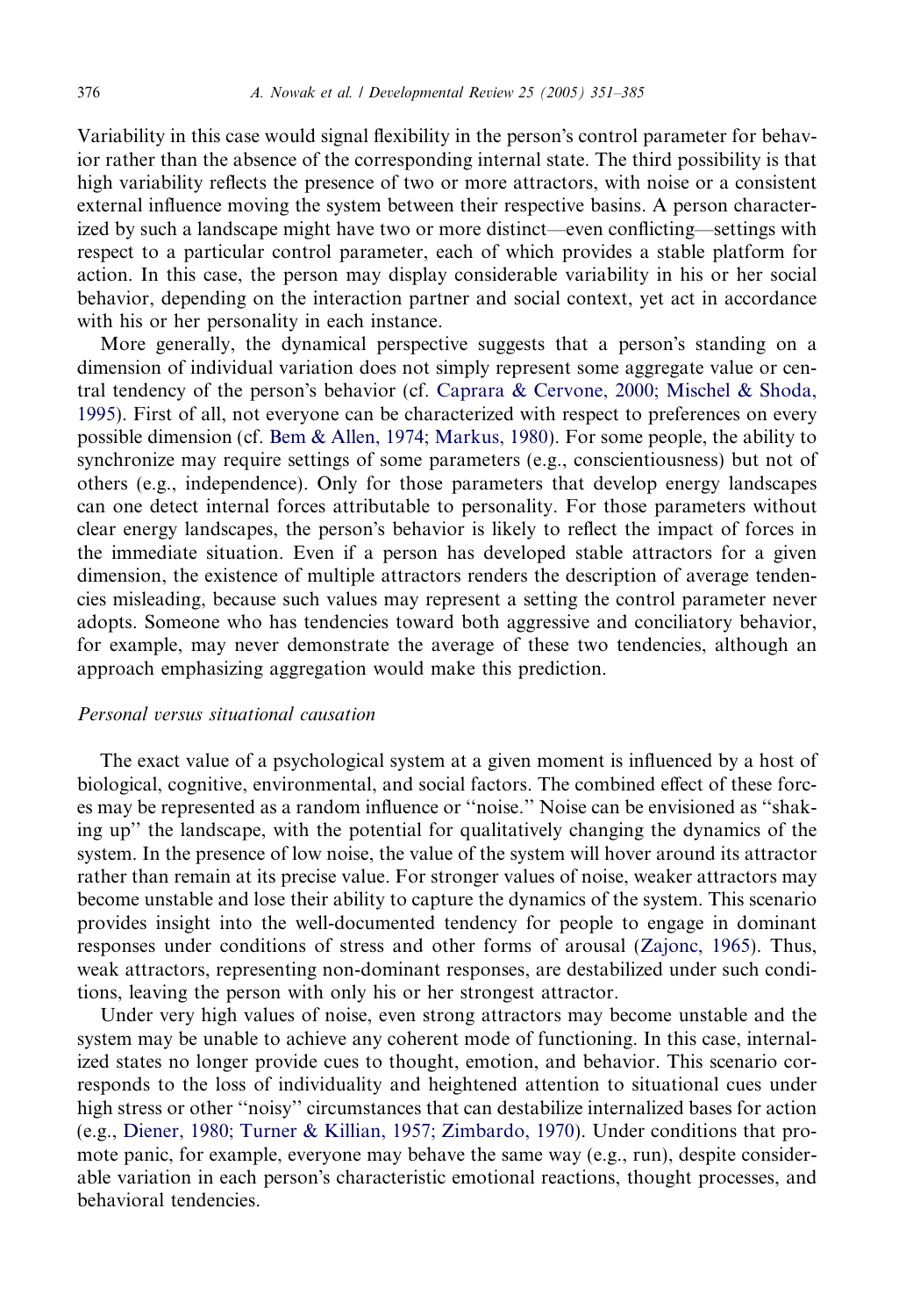Variability in this case would signal flexibility in the person's control parameter for behavior rather than the absence of the corresponding internal state. The third possibility is that high variability reflects the presence of two or more attractors, with noise or a consistent external influence moving the system between their respective basins. A person characterized by such a landscape might have two or more distinct—even conflicting—settings with respect to a particular control parameter, each of which provides a stable platform for action. In this case, the person may display considerable variability in his or her social behavior, depending on the interaction partner and social context, yet act in accordance with his or her personality in each instance.

More generally, the dynamical perspective suggests that a person's standing on a dimension of individual variation does not simply represent some aggregate value or central tendency of the person's behavior (cf. Caprara & Cervone, 2000; Mischel & Shoda, 1995). First of all, not everyone can be characterized with respect to preferences on every possible dimension (cf. Bem & Allen, 1974; Markus, 1980). For some people, the ability to synchronize may require settings of some parameters (e.g., conscientiousness) but not of others (e.g., independence). Only for those parameters that develop energy landscapes can one detect internal forces attributable to personality. For those parameters without clear energy landscapes, the person's behavior is likely to reflect the impact of forces in the immediate situation. Even if a person has developed stable attractors for a given dimension, the existence of multiple attractors renders the description of average tendencies misleading, because such values may represent a setting the control parameter never adopts. Someone who has tendencies toward both aggressive and conciliatory behavior, for example, may never demonstrate the average of these two tendencies, although an approach emphasizing aggregation would make this prediction.

### *Personal versus situational causation*

The exact value of a psychological system at a given moment is influenced by a host of biological, cognitive, environmental, and social factors. The combined effect of these forces may be represented as a random influence or "noise." Noise can be envisioned as "shaking up" the landscape, with the potential for qualitatively changing the dynamics of the system. In the presence of low noise, the value of the system will hover around its attractor rather than remain at its precise value. For stronger values of noise, weaker attractors may become unstable and lose their ability to capture the dynamics of the system. This scenario provides insight into the well-documented tendency for people to engage in dominant responses under conditions of stress and other forms of arousal (Zajonc, 1965). Thus, weak attractors, representing non-dominant responses, are destabilized under such conditions, leaving the person with only his or her strongest attractor.

Under very high values of noise, even strong attractors may become unstable and the system may be unable to achieve any coherent mode of functioning. In this case, internalized states no longer provide cues to thought, emotion, and behavior. This scenario corresponds to the loss of individuality and heightened attention to situational cues under high stress or other "noisy" circumstances that can destabilize internalized bases for action (e.g., Diener, 1980; Turner & Killian, 1957; Zimbardo, 1970). Under conditions that promote panic, for example, everyone may behave the same way (e.g., run), despite considerable variation in each person's characteristic emotional reactions, thought processes, and behavioral tendencies.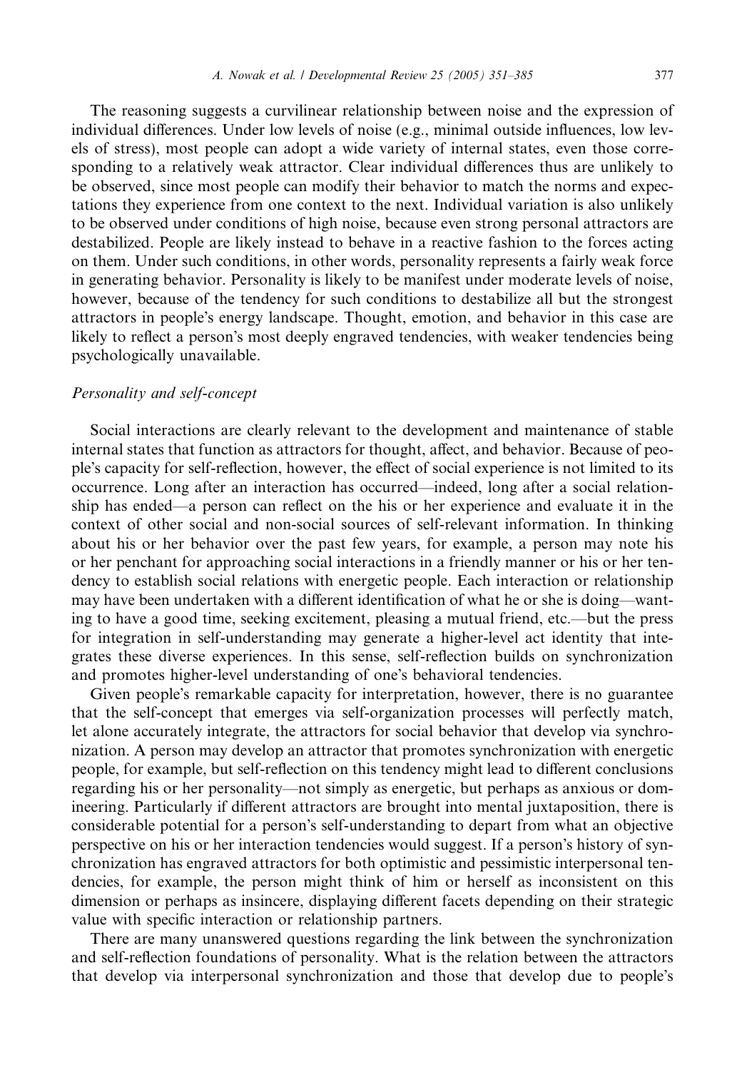The reasoning suggests a curvilinear relationship between noise and the expression of individual differences. Under low levels of noise (e.g., minimal outside influences, low levels of stress), most people can adopt a wide variety of internal states, even those corresponding to a relatively weak attractor. Clear individual differences thus are unlikely to be observed, since most people can modify their behavior to match the norms and expectations they experience from one context to the next. Individual variation is also unlikely to be observed under conditions of high noise, because even strong personal attractors are destabilized. People are likely instead to behave in a reactive fashion to the forces acting on them. Under such conditions, in other words, personality represents a fairly weak force in generating behavior. Personality is likely to be manifest under moderate levels of noise, however, because of the tendency for such conditions to destabilize all but the strongest attractors in people's energy landscape. Thought, emotion, and behavior in this case are likely to reflect a person's most deeply engraved tendencies, with weaker tendencies being psychologically unavailable.

### *Personality and self-concept*

Social interactions are clearly relevant to the development and maintenance of stable internal states that function as attractors for thought, affect, and behavior. Because of people's capacity for self-reflection, however, the effect of social experience is not limited to its occurrence. Long after an interaction has occurred—indeed, long after a social relationship has ended—a person can reflect on the his or her experience and evaluate it in the context of other social and non-social sources of self-relevant information. In thinking about his or her behavior over the past few years, for example, a person may note his or her penchant for approaching social interactions in a friendly manner or his or her tendency to establish social relations with energetic people. Each interaction or relationship may have been undertaken with a different identification of what he or she is doing—wanting to have a good time, seeking excitement, pleasing a mutual friend, etc.—but the press for integration in self-understanding may generate a higher-level act identity that integrates these diverse experiences. In this sense, self-reflection builds on synchronization and promotes higher-level understanding of one's behavioral tendencies.

Given people's remarkable capacity for interpretation, however, there is no guarantee that the self-concept that emerges via self-organization processes will perfectly match, let alone accurately integrate, the attractors for social behavior that develop via synchronization. A person may develop an attractor that promotes synchronization with energetic people, for example, but self-reflection on this tendency might lead to different conclusions regarding his or her personality—not simply as energetic, but perhaps as anxious or domineering. Particularly if different attractors are brought into mental juxtaposition, there is considerable potential for a person's self-understanding to depart from what an objective perspective on his or her interaction tendencies would suggest. If a person's history of synchronization has engraved attractors for both optimistic and pessimistic interpersonal tendencies, for example, the person might think of him or herself as inconsistent on this dimension or perhaps as insincere, displaying different facets depending on their strategic value with specific interaction or relationship partners.

There are many unanswered questions regarding the link between the synchronization and self-reflection foundations of personality. What is the relation between the attractors that develop via interpersonal synchronization and those that develop due to people's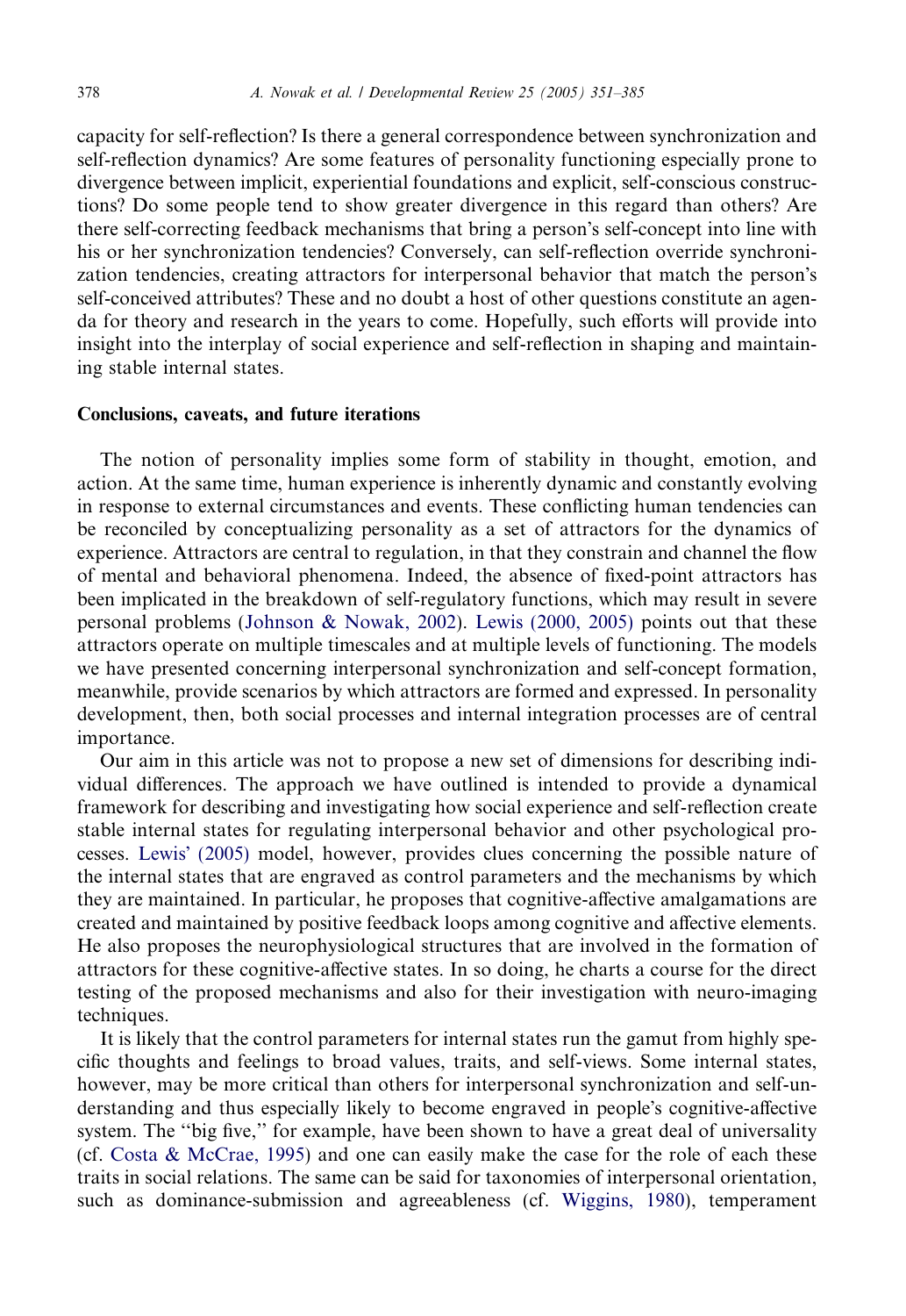capacity for self-reflection? Is there a general correspondence between synchronization and self-reflection dynamics? Are some features of personality functioning especially prone to divergence between implicit, experiential foundations and explicit, self-conscious constructions? Do some people tend to show greater divergence in this regard than others? Are there self-correcting feedback mechanisms that bring a person's self-concept into line with his or her synchronization tendencies? Conversely, can self-reflection override synchronization tendencies, creating attractors for interpersonal behavior that match the person's self-conceived attributes? These and no doubt a host of other questions constitute an agenda for theory and research in the years to come. Hopefully, such efforts will provide into insight into the interplay of social experience and self-reflection in shaping and maintaining stable internal states.

## Conclusions, caveats, and future iterations

The notion of personality implies some form of stability in thought, emotion, and action. At the same time, human experience is inherently dynamic and constantly evolving in response to external circumstances and events. These conflicting human tendencies can be reconciled by conceptualizing personality as a set of attractors for the dynamics of experience. Attractors are central to regulation, in that they constrain and channel the flow of mental and behavioral phenomena. Indeed, the absence of fixed-point attractors has been implicated in the breakdown of self-regulatory functions, which may result in severe personal problems (Johnson & Nowak, 2002). Lewis (2000, 2005) points out that these attractors operate on multiple timescales and at multiple levels of functioning. The models we have presented concerning interpersonal synchronization and self-concept formation, meanwhile, provide scenarios by which attractors are formed and expressed. In personality development, then, both social processes and internal integration processes are of central importance.

Our aim in this article was not to propose a new set of dimensions for describing individual differences. The approach we have outlined is intended to provide a dynamical framework for describing and investigating how social experience and self-reflection create stable internal states for regulating interpersonal behavior and other psychological processes. Lewis' (2005) model, however, provides clues concerning the possible nature of the internal states that are engraved as control parameters and the mechanisms by which they are maintained. In particular, he proposes that cognitive-affective amalgamations are created and maintained by positive feedback loops among cognitive and affective elements. He also proposes the neurophysiological structures that are involved in the formation of attractors for these cognitive-affective states. In so doing, he charts a course for the direct testing of the proposed mechanisms and also for their investigation with neuro-imaging techniques.

It is likely that the control parameters for internal states run the gamut from highly specific thoughts and feelings to broad values, traits, and self-views. Some internal states, however, may be more critical than others for interpersonal synchronization and self-understanding and thus especially likely to become engraved in people's cognitive-affective system. The "big five," for example, have been shown to have a great deal of universality (cf. Costa & McCrae, 1995) and one can easily make the case for the role of each these traits in social relations. The same can be said for taxonomies of interpersonal orientation, such as dominance-submission and agreeableness (cf. Wiggins, 1980), temperament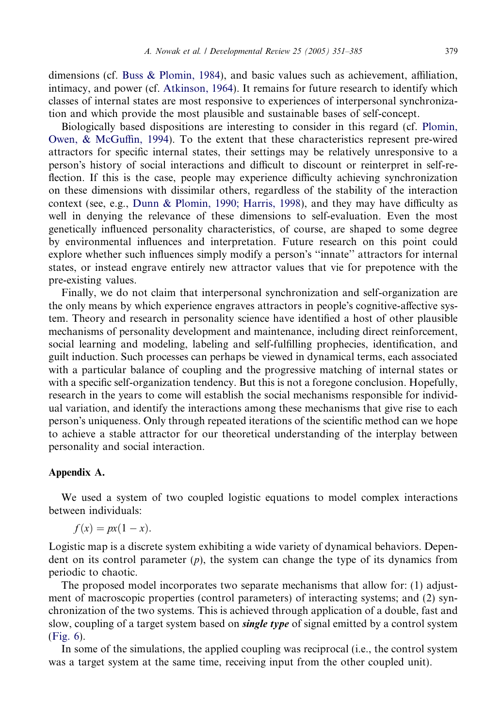dimensions (cf. Buss & Plomin, 1984), and basic values such as achievement, affiliation, intimacy, and power (cf. Atkinson, 1964). It remains for future research to identify which classes of internal states are most responsive to experiences of interpersonal synchronization and which provide the most plausible and sustainable bases of self-concept.

Biologically based dispositions are interesting to consider in this regard (cf. Plomin, Owen, & McGuffin, 1994). To the extent that these characteristics represent pre-wired attractors for specific internal states, their settings may be relatively unresponsive to a person's history of social interactions and difficult to discount or reinterpret in self-reflection. If this is the case, people may experience difficulty achieving synchronization on these dimensions with dissimilar others, regardless of the stability of the interaction context (see, e.g., Dunn & Plomin, 1990; Harris, 1998), and they may have difficulty as well in denying the relevance of these dimensions to self-evaluation. Even the most genetically influenced personality characteristics, of course, are shaped to some degree by environmental influences and interpretation. Future research on this point could explore whether such influences simply modify a person's "innate" attractors for internal states, or instead engrave entirely new attractor values that vie for prepotence with the pre-existing values.

Finally, we do not claim that interpersonal synchronization and self-organization are the only means by which experience engraves attractors in people's cognitive-affective system. Theory and research in personality science have identified a host of other plausible mechanisms of personality development and maintenance, including direct reinforcement, social learning and modeling, labeling and self-fulfilling prophecies, identification, and guilt induction. Such processes can perhaps be viewed in dynamical terms, each associated with a particular balance of coupling and the progressive matching of internal states or with a specific self-organization tendency. But this is not a foregone conclusion. Hopefully, research in the years to come will establish the social mechanisms responsible for individual variation, and identify the interactions among these mechanisms that give rise to each person's uniqueness. Only through repeated iterations of the scientific method can we hope to achieve a stable attractor for our theoretical understanding of the interplay between personality and social interaction.

## Appendix A.

We used a system of two coupled logistic equations to model complex interactions between individuals:

$$f(x) = px(1 - x).$$

Logistic map is a discrete system exhibiting a wide variety of dynamical behaviors. Dependent on its control parameter ($p$), the system can change the type of its dynamics from periodic to chaotic.

The proposed model incorporates two separate mechanisms that allow for: (1) adjustment of macroscopic properties (control parameters) of interacting systems; and (2) synchronization of the two systems. This is achieved through application of a double, fast and slow, coupling of a target system based on ***single type*** of signal emitted by a control system (Fig. 6).

In some of the simulations, the applied coupling was reciprocal (i.e., the control system was a target system at the same time, receiving input from the other coupled unit).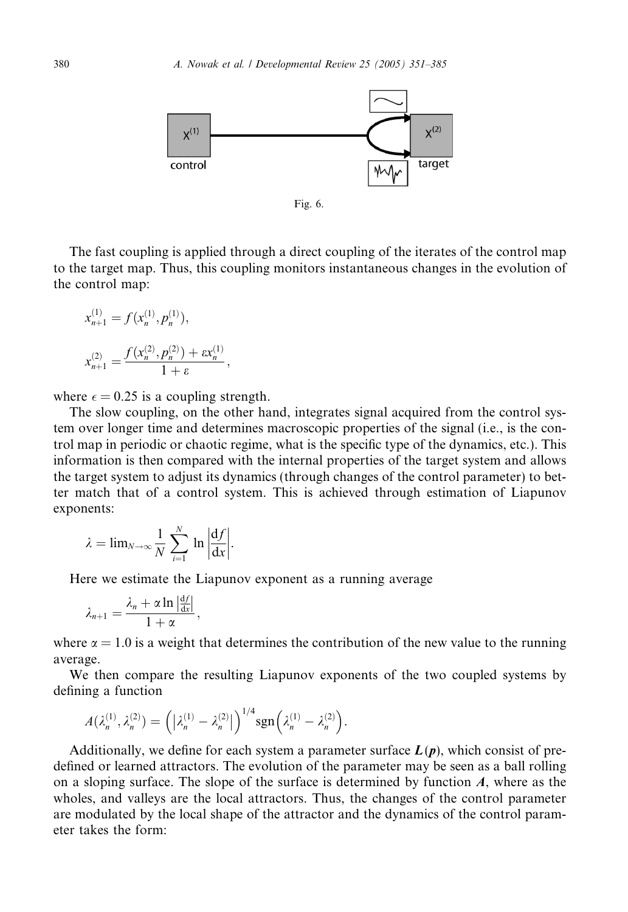Fig. 6.

The fast coupling is applied through a direct coupling of the iterates of the control map to the target map. Thus, this coupling monitors instantaneous changes in the evolution of the control map:

$$x_{n+1}^{(1)} = f(x_n^{(1)}, p_n^{(1)}),$$

$$x_{n+1}^{(2)} = \frac{f(x_n^{(2)}, p_n^{(2)}) + \varepsilon x_n^{(1)}}{1 + \varepsilon},$$

where $\epsilon = 0.25$ is a coupling strength.

The slow coupling, on the other hand, integrates signal acquired from the control system over longer time and determines macroscopic properties of the signal (i.e., is the control map in periodic or chaotic regime, what is the specific type of the dynamics, etc.). This information is then compared with the internal properties of the target system and allows the target system to adjust its dynamics (through changes of the control parameter) to better match that of a control system. This is achieved through estimation of Liapunov exponents:

$$\lambda = \lim_{N \to \infty} \frac{1}{N} \sum_{i=1}^{N} \ln \left| \frac{\mathrm{d}f}{\mathrm{d}x} \right|.$$

Here we estimate the Liapunov exponent as a running average

$$\lambda_{n+1} = \frac{\lambda_n + \alpha \ln \left| \frac{\mathrm{d}f}{\mathrm{d}x} \right|}{1 + \alpha},$$

where $\alpha = 1.0$ is a weight that determines the contribution of the new value to the running average.

We then compare the resulting Liapunov exponents of the two coupled systems by defining a function

$$A(\lambda_n^{(1)}, \lambda_n^{(2)}) = \left( \left| \lambda_n^{(1)} - \lambda_n^{(2)} \right| \right)^{1/4} \operatorname{sgn}\left( \lambda_n^{(1)} - \lambda_n^{(2)} \right).$$

Additionally, we define for each system a parameter surface $\boldsymbol{L}(\boldsymbol{p})$, which consist of predefined or learned attractors. The evolution of the parameter may be seen as a ball rolling on a sloping surface. The slope of the surface is determined by function $\boldsymbol{A}$, where as the wholes, and valleys are the local attractors. Thus, the changes of the control parameter are modulated by the local shape of the attractor and the dynamics of the control parameter takes the form: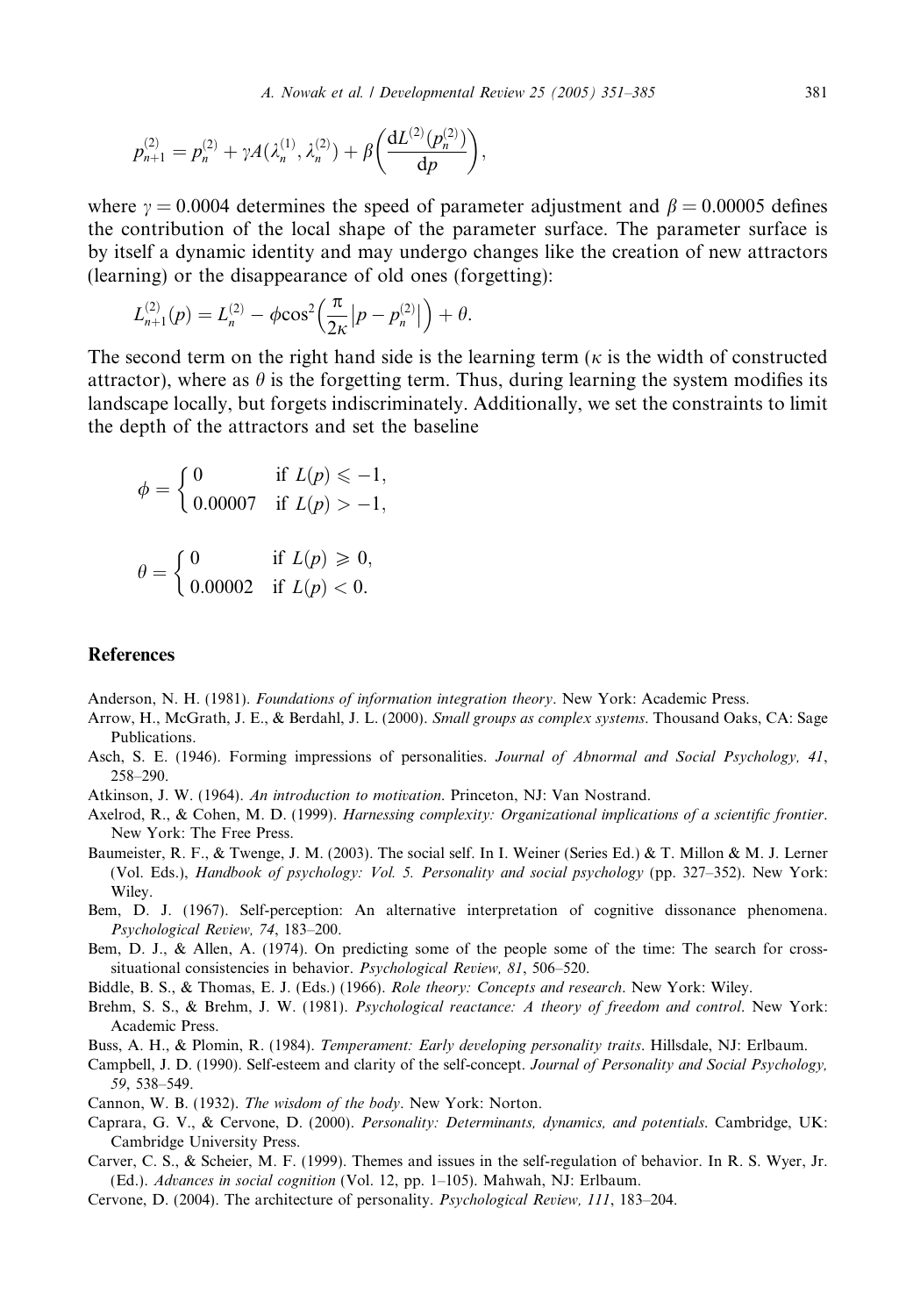$$p_{n+1}^{(2)} = p_n^{(2)} + \gamma A(\lambda_n^{(1)}, \lambda_n^{(2)}) + \beta\left(\frac{\mathrm{d}L^{(2)}(p_n^{(2)})}{\mathrm{d}p}\right),$$

where $\gamma = 0.0004$ determines the speed of parameter adjustment and $\beta = 0.00005$ defines the contribution of the local shape of the parameter surface. The parameter surface is by itself a dynamic identity and may undergo changes like the creation of new attractors (learning) or the disappearance of old ones (forgetting):

$$L_{n+1}^{(2)}(p) = L_n^{(2)} - \phi\cos^2\left(\frac{\pi}{2\kappa}\left|p - p_n^{(2)}\right|\right) + \theta.$$

The second term on the right hand side is the learning term ($\kappa$ is the width of constructed attractor), where as $\theta$ is the forgetting term. Thus, during learning the system modifies its landscape locally, but forgets indiscriminately. Additionally, we set the constraints to limit the depth of the attractors and set the baseline

$$\phi = \begin{cases} 0 & \text{if } L(p) \leqslant -1, \\ 0.00007 & \text{if } L(p) > -1, \end{cases}$$

$$\theta = \begin{cases} 0 & \text{if } L(p) \geqslant 0, \\ 0.00002 & \text{if } L(p) < 0. \end{cases}$$

## References

Anderson, N. H. (1981). *Foundations of information integration theory*. New York: Academic Press.

Arrow, H., McGrath, J. E., & Berdahl, J. L. (2000). *Small groups as complex systems*. Thousand Oaks, CA: Sage Publications.

Asch, S. E. (1946). Forming impressions of personalities. *Journal of Abnormal and Social Psychology, 41*, 258–290.

Atkinson, J. W. (1964). *An introduction to motivation*. Princeton, NJ: Van Nostrand.

Axelrod, R., & Cohen, M. D. (1999). *Harnessing complexity: Organizational implications of a scientific frontier*. New York: The Free Press.

Baumeister, R. F., & Twenge, J. M. (2003). The social self. In I. Weiner (Series Ed.) & T. Millon & M. J. Lerner (Vol. Eds.), *Handbook of psychology: Vol. 5. Personality and social psychology* (pp. 327–352). New York: Wiley.

Bem, D. J. (1967). Self-perception: An alternative interpretation of cognitive dissonance phenomena. *Psychological Review, 74*, 183–200.

Bem, D. J., & Allen, A. (1974). On predicting some of the people some of the time: The search for cross-situational consistencies in behavior. *Psychological Review, 81*, 506–520.

Biddle, B. S., & Thomas, E. J. (Eds.) (1966). *Role theory: Concepts and research*. New York: Wiley.

Brehm, S. S., & Brehm, J. W. (1981). *Psychological reactance: A theory of freedom and control*. New York: Academic Press.

Buss, A. H., & Plomin, R. (1984). *Temperament: Early developing personality traits*. Hillsdale, NJ: Erlbaum.

Campbell, J. D. (1990). Self-esteem and clarity of the self-concept. *Journal of Personality and Social Psychology, 59*, 538–549.

Cannon, W. B. (1932). *The wisdom of the body*. New York: Norton.

Caprara, G. V., & Cervone, D. (2000). *Personality: Determinants, dynamics, and potentials*. Cambridge, UK: Cambridge University Press.

Carver, C. S., & Scheier, M. F. (1999). Themes and issues in the self-regulation of behavior. In R. S. Wyer, Jr. (Ed.). *Advances in social cognition* (Vol. 12, pp. 1–105). Mahwah, NJ: Erlbaum.

Cervone, D. (2004). The architecture of personality. *Psychological Review, 111*, 183–204.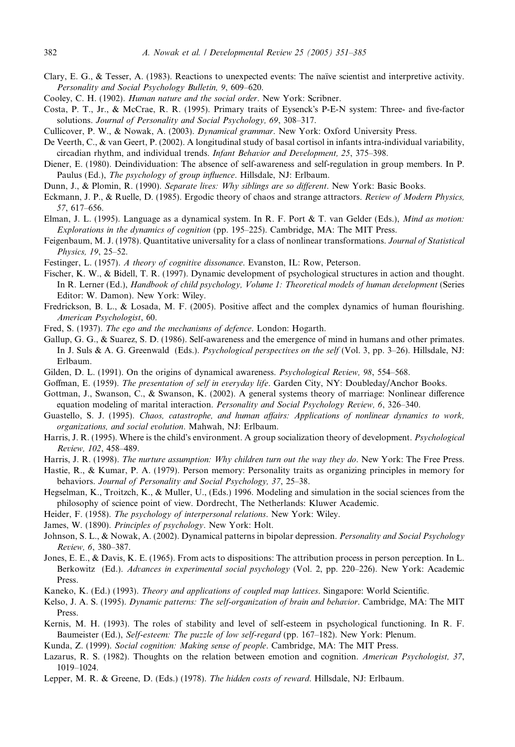Clary, E. G., & Tesser, A. (1983). Reactions to unexpected events: The naïve scientist and interpretive activity. *Personality and Social Psychology Bulletin, 9*, 609–620.

Cooley, C. H. (1902). *Human nature and the social order*. New York: Scribner.

Costa, P. T., Jr., & McCrae, R. R. (1995). Primary traits of Eysenck's P-E-N system: Three- and five-factor solutions. *Journal of Personality and Social Psychology, 69*, 308–317.

Cullicover, P. W., & Nowak, A. (2003). *Dynamical grammar*. New York: Oxford University Press.

De Veerth, C., & van Geert, P. (2002). A longitudinal study of basal cortisol in infants intra-individual variability, circadian rhythm, and individual trends. *Infant Behavior and Development, 25*, 375–398.

Diener, E. (1980). Deindividuation: The absence of self-awareness and self-regulation in group members. In P. Paulus (Ed.), *The psychology of group influence*. Hillsdale, NJ: Erlbaum.

Dunn, J., & Plomin, R. (1990). *Separate lives: Why siblings are so different*. New York: Basic Books.

Eckmann, J. P., & Ruelle, D. (1985). Ergodic theory of chaos and strange attractors. *Review of Modern Physics, 57*, 617–656.

Elman, J. L. (1995). Language as a dynamical system. In R. F. Port & T. van Gelder (Eds.), *Mind as motion: Explorations in the dynamics of cognition* (pp. 195–225). Cambridge, MA: The MIT Press.

Feigenbaum, M. J. (1978). Quantitative universality for a class of nonlinear transformations. *Journal of Statistical Physics, 19*, 25–52.

Festinger, L. (1957). *A theory of cognitive dissonance*. Evanston, IL: Row, Peterson.

Fischer, K. W., & Bidell, T. R. (1997). Dynamic development of psychological structures in action and thought. In R. Lerner (Ed.), *Handbook of child psychology, Volume 1: Theoretical models of human development* (Series Editor: W. Damon). New York: Wiley.

Fredrickson, B. L., & Losada, M. F. (2005). Positive affect and the complex dynamics of human flourishing. *American Psychologist*, 60.

Fred, S. (1937). *The ego and the mechanisms of defence*. London: Hogarth.

Gallup, G. G., & Suarez, S. D. (1986). Self-awareness and the emergence of mind in humans and other primates. In J. Suls & A. G. Greenwald (Eds.). *Psychological perspectives on the self* (Vol. 3, pp. 3–26). Hillsdale, NJ: Erlbaum.

Gilden, D. L. (1991). On the origins of dynamical awareness. *Psychological Review, 98*, 554–568.

Goffman, E. (1959). *The presentation of self in everyday life*. Garden City, NY: Doubleday/Anchor Books.

Gottman, J., Swanson, C., & Swanson, K. (2002). A general systems theory of marriage: Nonlinear difference equation modeling of marital interaction. *Personality and Social Psychology Review, 6*, 326–340.

Guastello, S. J. (1995). *Chaos, catastrophe, and human affairs: Applications of nonlinear dynamics to work, organizations, and social evolution*. Mahwah, NJ: Erlbaum.

Harris, J. R. (1995). Where is the child's environment. A group socialization theory of development. *Psychological Review, 102*, 458–489.

Harris, J. R. (1998). *The nurture assumption: Why children turn out the way they do*. New York: The Free Press.

Hastie, R., & Kumar, P. A. (1979). Person memory: Personality traits as organizing principles in memory for behaviors. *Journal of Personality and Social Psychology, 37*, 25–38.

Hegselman, K., Troitzch, K., & Muller, U., (Eds.) 1996. Modeling and simulation in the social sciences from the philosophy of science point of view. Dordrecht, The Netherlands: Kluwer Academic.

Heider, F. (1958). *The psychology of interpersonal relations*. New York: Wiley.

James, W. (1890). *Principles of psychology*. New York: Holt.

Johnson, S. L., & Nowak, A. (2002). Dynamical patterns in bipolar depression. *Personality and Social Psychology Review, 6*, 380–387.

Jones, E. E., & Davis, K. E. (1965). From acts to dispositions: The attribution process in person perception. In L. Berkowitz (Ed.). *Advances in experimental social psychology* (Vol. 2, pp. 220–226). New York: Academic Press.

Kaneko, K. (Ed.) (1993). *Theory and applications of coupled map lattices*. Singapore: World Scientific.

Kelso, J. A. S. (1995). *Dynamic patterns: The self-organization of brain and behavior*. Cambridge, MA: The MIT Press.

Kernis, M. H. (1993). The roles of stability and level of self-esteem in psychological functioning. In R. F. Baumeister (Ed.), *Self-esteem: The puzzle of low self-regard* (pp. 167–182). New York: Plenum.

Kunda, Z. (1999). *Social cognition: Making sense of people*. Cambridge, MA: The MIT Press.

Lazarus, R. S. (1982). Thoughts on the relation between emotion and cognition. *American Psychologist, 37*, 1019–1024.

Lepper, M. R. & Greene, D. (Eds.) (1978). *The hidden costs of reward*. Hillsdale, NJ: Erlbaum.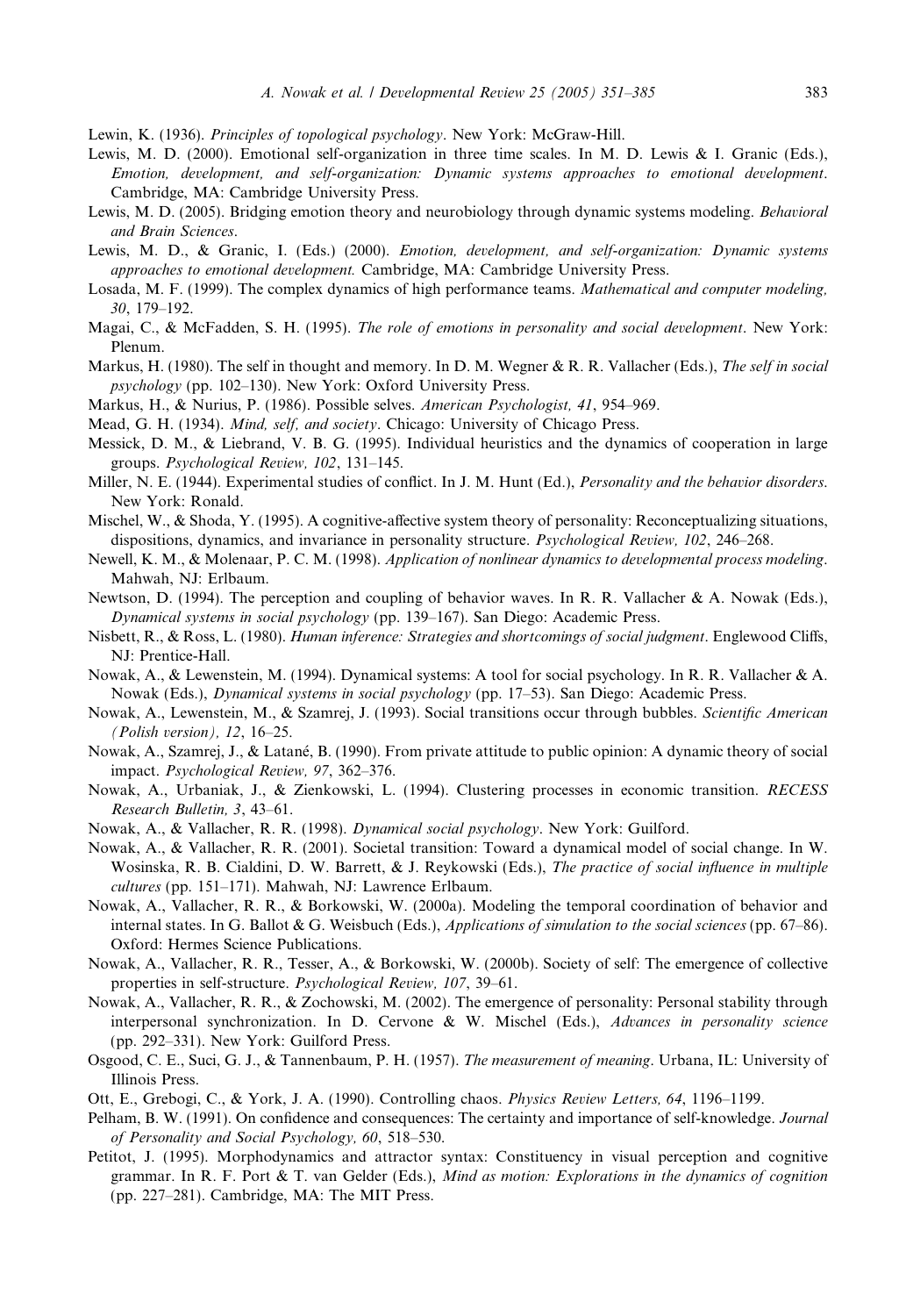Lewin, K. (1936). *Principles of topological psychology*. New York: McGraw-Hill.

Lewis, M. D. (2000). Emotional self-organization in three time scales. In M. D. Lewis & I. Granic (Eds.), *Emotion, development, and self-organization: Dynamic systems approaches to emotional development*. Cambridge, MA: Cambridge University Press.

Lewis, M. D. (2005). Bridging emotion theory and neurobiology through dynamic systems modeling. *Behavioral and Brain Sciences*.

Lewis, M. D., & Granic, I. (Eds.) (2000). *Emotion, development, and self-organization: Dynamic systems approaches to emotional development.* Cambridge, MA: Cambridge University Press.

Losada, M. F. (1999). The complex dynamics of high performance teams. *Mathematical and computer modeling, 30*, 179–192.

Magai, C., & McFadden, S. H. (1995). *The role of emotions in personality and social development*. New York: Plenum.

Markus, H. (1980). The self in thought and memory. In D. M. Wegner & R. R. Vallacher (Eds.), *The self in social psychology* (pp. 102–130). New York: Oxford University Press.

Markus, H., & Nurius, P. (1986). Possible selves. *American Psychologist, 41*, 954–969.

Mead, G. H. (1934). *Mind, self, and society*. Chicago: University of Chicago Press.

Messick, D. M., & Liebrand, V. B. G. (1995). Individual heuristics and the dynamics of cooperation in large groups. *Psychological Review, 102*, 131–145.

Miller, N. E. (1944). Experimental studies of conflict. In J. M. Hunt (Ed.), *Personality and the behavior disorders*. New York: Ronald.

Mischel, W., & Shoda, Y. (1995). A cognitive-affective system theory of personality: Reconceptualizing situations, dispositions, dynamics, and invariance in personality structure. *Psychological Review, 102*, 246–268.

Newell, K. M., & Molenaar, P. C. M. (1998). *Application of nonlinear dynamics to developmental process modeling*. Mahwah, NJ: Erlbaum.

Newtson, D. (1994). The perception and coupling of behavior waves. In R. R. Vallacher & A. Nowak (Eds.), *Dynamical systems in social psychology* (pp. 139–167). San Diego: Academic Press.

Nisbett, R., & Ross, L. (1980). *Human inference: Strategies and shortcomings of social judgment*. Englewood Cliffs, NJ: Prentice-Hall.

Nowak, A., & Lewenstein, M. (1994). Dynamical systems: A tool for social psychology. In R. R. Vallacher & A. Nowak (Eds.), *Dynamical systems in social psychology* (pp. 17–53). San Diego: Academic Press.

Nowak, A., Lewenstein, M., & Szamrej, J. (1993). Social transitions occur through bubbles. *Scientific American (Polish version), 12*, 16–25.

Nowak, A., Szamrej, J., & Latané, B. (1990). From private attitude to public opinion: A dynamic theory of social impact. *Psychological Review, 97*, 362–376.

Nowak, A., Urbaniak, J., & Zienkowski, L. (1994). Clustering processes in economic transition. *RECESS Research Bulletin, 3*, 43–61.

Nowak, A., & Vallacher, R. R. (1998). *Dynamical social psychology*. New York: Guilford.

Nowak, A., & Vallacher, R. R. (2001). Societal transition: Toward a dynamical model of social change. In W. Wosinska, R. B. Cialdini, D. W. Barrett, & J. Reykowski (Eds.), *The practice of social influence in multiple cultures* (pp. 151–171). Mahwah, NJ: Lawrence Erlbaum.

Nowak, A., Vallacher, R. R., & Borkowski, W. (2000a). Modeling the temporal coordination of behavior and internal states. In G. Ballot & G. Weisbuch (Eds.), *Applications of simulation to the social sciences* (pp. 67–86). Oxford: Hermes Science Publications.

Nowak, A., Vallacher, R. R., Tesser, A., & Borkowski, W. (2000b). Society of self: The emergence of collective properties in self-structure. *Psychological Review, 107*, 39–61.

Nowak, A., Vallacher, R. R., & Zochowski, M. (2002). The emergence of personality: Personal stability through interpersonal synchronization. In D. Cervone & W. Mischel (Eds.), *Advances in personality science* (pp. 292–331). New York: Guilford Press.

Osgood, C. E., Suci, G. J., & Tannenbaum, P. H. (1957). *The measurement of meaning*. Urbana, IL: University of Illinois Press.

Ott, E., Grebogi, C., & York, J. A. (1990). Controlling chaos. *Physics Review Letters, 64*, 1196–1199.

Pelham, B. W. (1991). On confidence and consequences: The certainty and importance of self-knowledge. *Journal of Personality and Social Psychology, 60*, 518–530.

Petitot, J. (1995). Morphodynamics and attractor syntax: Constituency in visual perception and cognitive grammar. In R. F. Port & T. van Gelder (Eds.), *Mind as motion: Explorations in the dynamics of cognition* (pp. 227–281). Cambridge, MA: The MIT Press.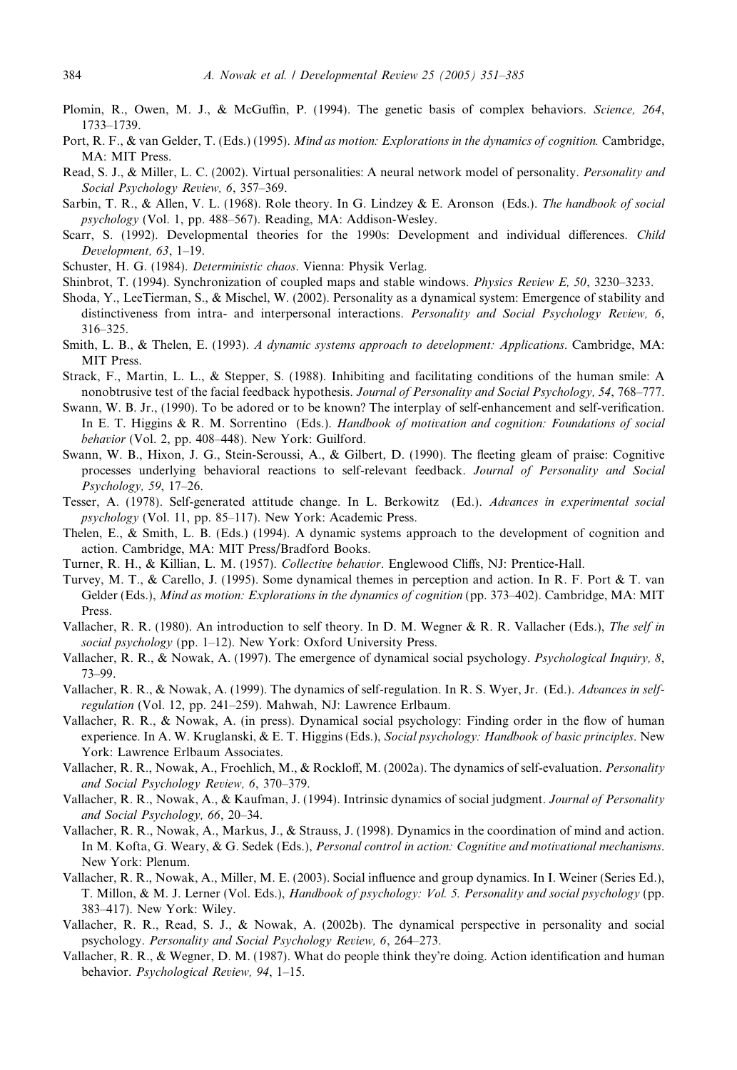Plomin, R., Owen, M. J., & McGuffin, P. (1994). The genetic basis of complex behaviors. *Science, 264*, 1733–1739.

Port, R. F., & van Gelder, T. (Eds.) (1995). *Mind as motion: Explorations in the dynamics of cognition.* Cambridge, MA: MIT Press.

Read, S. J., & Miller, L. C. (2002). Virtual personalities: A neural network model of personality. *Personality and Social Psychology Review, 6*, 357–369.

Sarbin, T. R., & Allen, V. L. (1968). Role theory. In G. Lindzey & E. Aronson (Eds.). *The handbook of social psychology* (Vol. 1, pp. 488–567). Reading, MA: Addison-Wesley.

Scarr, S. (1992). Developmental theories for the 1990s: Development and individual differences. *Child Development, 63*, 1–19.

Schuster, H. G. (1984). *Deterministic chaos*. Vienna: Physik Verlag.

Shinbrot, T. (1994). Synchronization of coupled maps and stable windows. *Physics Review E, 50*, 3230–3233.

Shoda, Y., LeeTierman, S., & Mischel, W. (2002). Personality as a dynamical system: Emergence of stability and distinctiveness from intra- and interpersonal interactions. *Personality and Social Psychology Review, 6*, 316–325.

Smith, L. B., & Thelen, E. (1993). *A dynamic systems approach to development: Applications*. Cambridge, MA: MIT Press.

Strack, F., Martin, L. L., & Stepper, S. (1988). Inhibiting and facilitating conditions of the human smile: A nonobtrusive test of the facial feedback hypothesis. *Journal of Personality and Social Psychology, 54*, 768–777.

Swann, W. B. Jr., (1990). To be adored or to be known? The interplay of self-enhancement and self-verification. In E. T. Higgins & R. M. Sorrentino (Eds.). *Handbook of motivation and cognition: Foundations of social behavior* (Vol. 2, pp. 408–448). New York: Guilford.

Swann, W. B., Hixon, J. G., Stein-Seroussi, A., & Gilbert, D. (1990). The fleeting gleam of praise: Cognitive processes underlying behavioral reactions to self-relevant feedback. *Journal of Personality and Social Psychology, 59*, 17–26.

Tesser, A. (1978). Self-generated attitude change. In L. Berkowitz (Ed.). *Advances in experimental social psychology* (Vol. 11, pp. 85–117). New York: Academic Press.

Thelen, E., & Smith, L. B. (Eds.) (1994). A dynamic systems approach to the development of cognition and action. Cambridge, MA: MIT Press/Bradford Books.

Turner, R. H., & Killian, L. M. (1957). *Collective behavior*. Englewood Cliffs, NJ: Prentice-Hall.

Turvey, M. T., & Carello, J. (1995). Some dynamical themes in perception and action. In R. F. Port & T. van Gelder (Eds.), *Mind as motion: Explorations in the dynamics of cognition* (pp. 373–402). Cambridge, MA: MIT Press.

Vallacher, R. R. (1980). An introduction to self theory. In D. M. Wegner & R. R. Vallacher (Eds.), *The self in social psychology* (pp. 1–12). New York: Oxford University Press.

Vallacher, R. R., & Nowak, A. (1997). The emergence of dynamical social psychology. *Psychological Inquiry, 8*, 73–99.

Vallacher, R. R., & Nowak, A. (1999). The dynamics of self-regulation. In R. S. Wyer, Jr. (Ed.). *Advances in self-regulation* (Vol. 12, pp. 241–259). Mahwah, NJ: Lawrence Erlbaum.

Vallacher, R. R., & Nowak, A. (in press). Dynamical social psychology: Finding order in the flow of human experience. In A. W. Kruglanski, & E. T. Higgins (Eds.), *Social psychology: Handbook of basic principles*. New York: Lawrence Erlbaum Associates.

Vallacher, R. R., Nowak, A., Froehlich, M., & Rockloff, M. (2002a). The dynamics of self-evaluation. *Personality and Social Psychology Review, 6*, 370–379.

Vallacher, R. R., Nowak, A., & Kaufman, J. (1994). Intrinsic dynamics of social judgment. *Journal of Personality and Social Psychology, 66*, 20–34.

Vallacher, R. R., Nowak, A., Markus, J., & Strauss, J. (1998). Dynamics in the coordination of mind and action. In M. Kofta, G. Weary, & G. Sedek (Eds.), *Personal control in action: Cognitive and motivational mechanisms*. New York: Plenum.

Vallacher, R. R., Nowak, A., Miller, M. E. (2003). Social influence and group dynamics. In I. Weiner (Series Ed.), T. Millon, & M. J. Lerner (Vol. Eds.), *Handbook of psychology: Vol. 5. Personality and social psychology* (pp. 383–417). New York: Wiley.

Vallacher, R. R., Read, S. J., & Nowak, A. (2002b). The dynamical perspective in personality and social psychology. *Personality and Social Psychology Review, 6*, 264–273.

Vallacher, R. R., & Wegner, D. M. (1987). What do people think they're doing. Action identification and human behavior. *Psychological Review, 94*, 1–15.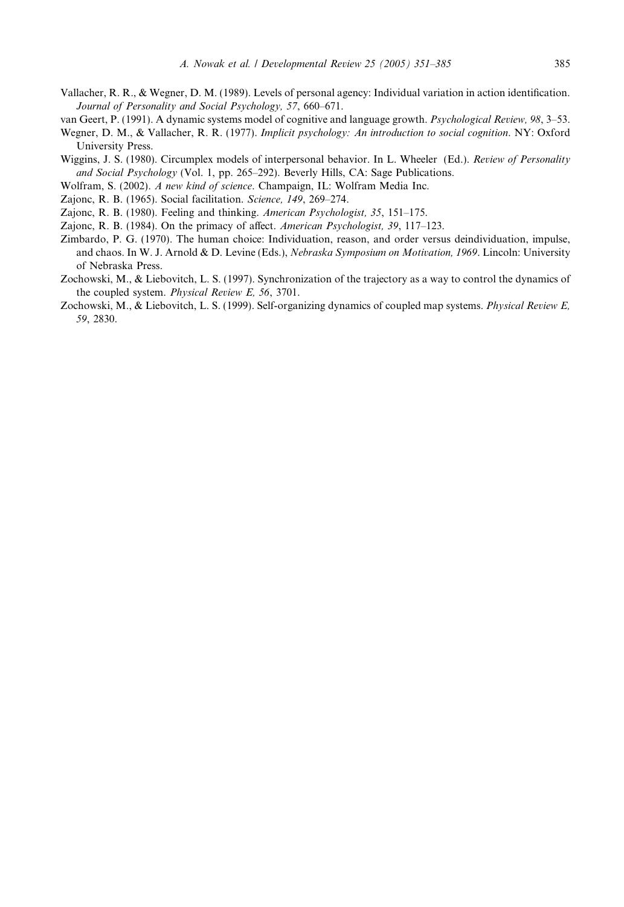Vallacher, R. R., & Wegner, D. M. (1989). Levels of personal agency: Individual variation in action identification. *Journal of Personality and Social Psychology, 57*, 660–671.

van Geert, P. (1991). A dynamic systems model of cognitive and language growth. *Psychological Review, 98*, 3–53.

Wegner, D. M., & Vallacher, R. R. (1977). *Implicit psychology: An introduction to social cognition*. NY: Oxford University Press.

Wiggins, J. S. (1980). Circumplex models of interpersonal behavior. In L. Wheeler (Ed.). *Review of Personality and Social Psychology* (Vol. 1, pp. 265–292). Beverly Hills, CA: Sage Publications.

Wolfram, S. (2002). *A new kind of science*. Champaign, IL: Wolfram Media Inc.

Zajonc, R. B. (1965). Social facilitation. *Science, 149*, 269–274.

Zajonc, R. B. (1980). Feeling and thinking. *American Psychologist, 35*, 151–175.

Zajonc, R. B. (1984). On the primacy of affect. *American Psychologist, 39*, 117–123.

Zimbardo, P. G. (1970). The human choice: Individuation, reason, and order versus deindividuation, impulse, and chaos. In W. J. Arnold & D. Levine (Eds.), *Nebraska Symposium on Motivation, 1969*. Lincoln: University of Nebraska Press.

Zochowski, M., & Liebovitch, L. S. (1997). Synchronization of the trajectory as a way to control the dynamics of the coupled system. *Physical Review E, 56*, 3701.

Zochowski, M., & Liebovitch, L. S. (1999). Self-organizing dynamics of coupled map systems. *Physical Review E, 59*, 2830.